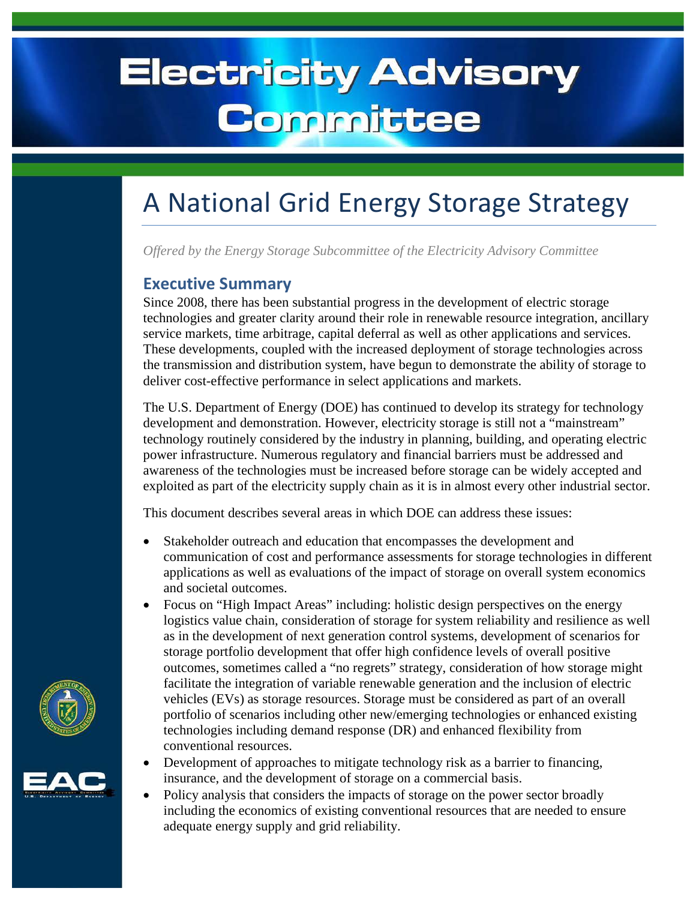# Electricity Advisory Committee

# A National Grid Energy Storage Strategy

*Offered by the Energy Storage Subcommittee of the Electricity Advisory Committee*

## Executive Summary

Since 2008, there has been substantial progress in the development of electric storage technologies and greater clarity around their role in renewable resource integration, ancillary service markets, time arbitrage, capital deferral as well as other applications and services. These developments, coupled with the increased deployment of storage technologies across the transmission and distribution system, have begun to demonstrate the ability of storage to deliver cost-effective performance in select applications and markets.

The U.S. Department of Energy (DOE) has continued to develop its strategy for technology development and demonstration. However, electricity storage is still not a "mainstream" technology routinely considered by the industry in planning, building, and operating electric power infrastructure. Numerous regulatory and financial barriers must be addressed and awareness of the technologies must be increased before storage can be widely accepted and exploited as part of the electricity supply chain as it is in almost every other industrial sector.

This document describes several areas in which DOE can address these issues:

- Stakeholder outreach and education that encompasses the development and communication of cost and performance assessments for storage technologies in different applications as well as evaluations of the impact of storage on overall system economics and societal outcomes.
- Focus on "High Impact Areas" including: holistic design perspectives on the energy logistics value chain, consideration of storage for system reliability and resilience as well as in the development of next generation control systems, development of scenarios for storage portfolio development that offer high confidence levels of overall positive outcomes, sometimes called a "no regrets" strategy, consideration of how storage might facilitate the integration of variable renewable generation and the inclusion of electric vehicles (EVs) as storage resources. Storage must be considered as part of an overall portfolio of scenarios including other new/emerging technologies or enhanced existing technologies including demand response (DR) and enhanced flexibility from conventional resources.
- Development of approaches to mitigate technology risk as a barrier to financing, insurance, and the development of storage on a commercial basis.
- Policy analysis that considers the impacts of storage on the power sector broadly including the economics of existing conventional resources that are needed to ensure adequate energy supply and grid reliability.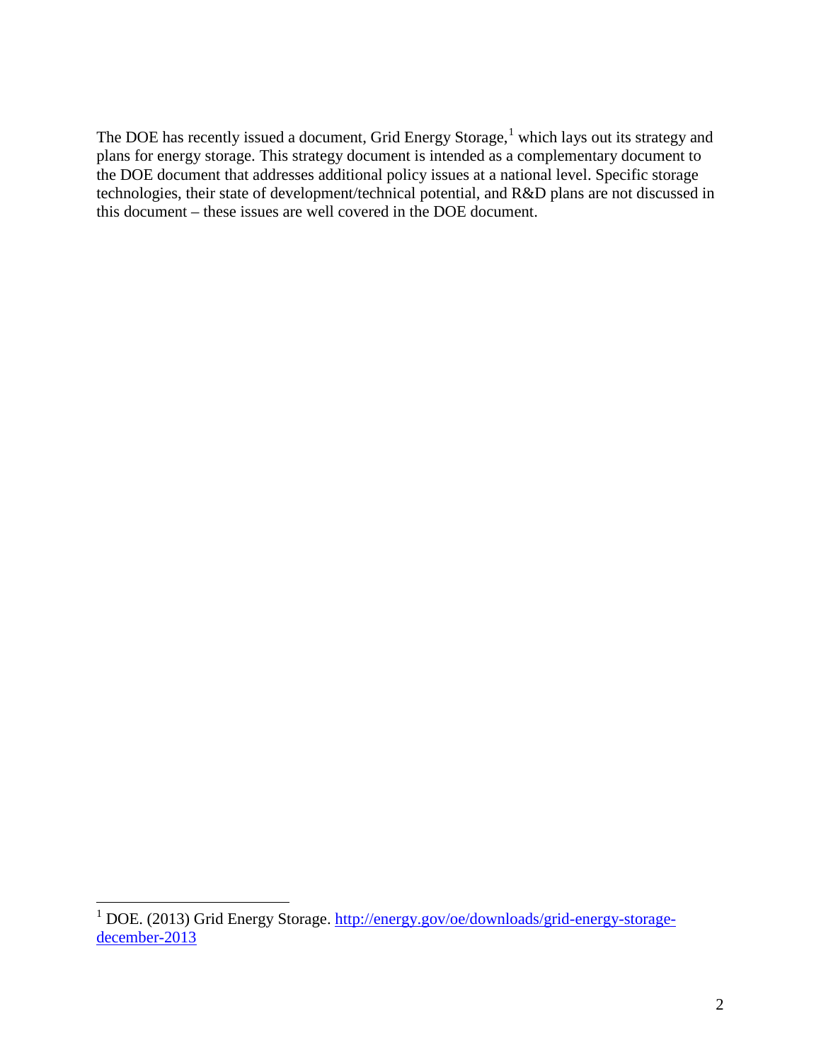The DOE has recently issued a document, Grid Energy Storage,[1] which lays out its strategy and plans for energy storage. This strategy document is intended as a complementary document to the DOE document that addresses additional policy issues at a national level. Specific storage technologies, their state of development/technical potential, and R&D plans are not discussed in this document – these issues are well covered in the DOE document.

[1] DOE. (2013) Grid Energy Storage. http://energy.gov/oe/downloads/grid-energy-storage-december-2013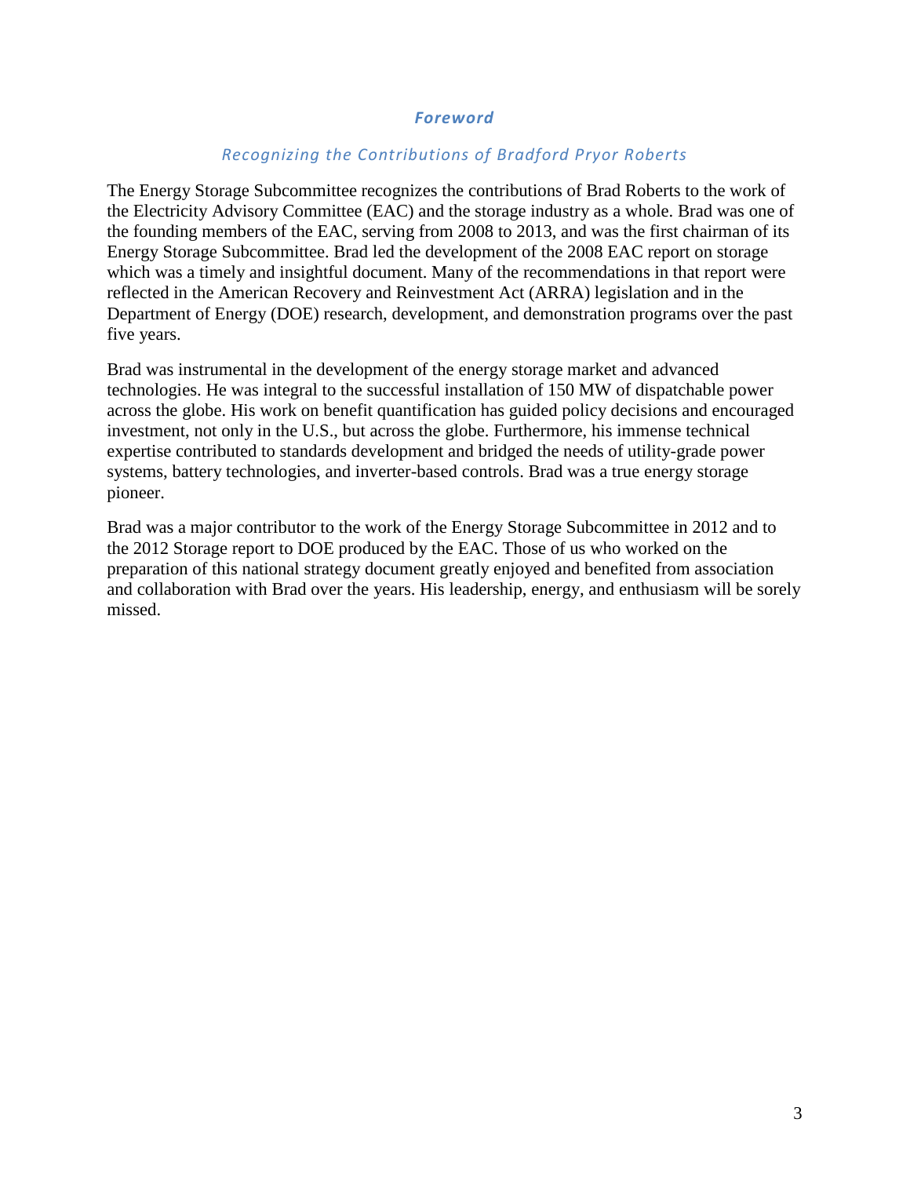# *Foreword*

## *Recognizing the Contributions of Bradford Pryor Roberts*

The Energy Storage Subcommittee recognizes the contributions of Brad Roberts to the work of the Electricity Advisory Committee (EAC) and the storage industry as a whole. Brad was one of the founding members of the EAC, serving from 2008 to 2013, and was the first chairman of its Energy Storage Subcommittee. Brad led the development of the 2008 EAC report on storage which was a timely and insightful document. Many of the recommendations in that report were reflected in the American Recovery and Reinvestment Act (ARRA) legislation and in the Department of Energy (DOE) research, development, and demonstration programs over the past five years.

Brad was instrumental in the development of the energy storage market and advanced technologies. He was integral to the successful installation of 150 MW of dispatchable power across the globe. His work on benefit quantification has guided policy decisions and encouraged investment, not only in the U.S., but across the globe. Furthermore, his immense technical expertise contributed to standards development and bridged the needs of utility-grade power systems, battery technologies, and inverter-based controls. Brad was a true energy storage pioneer.

Brad was a major contributor to the work of the Energy Storage Subcommittee in 2012 and to the 2012 Storage report to DOE produced by the EAC. Those of us who worked on the preparation of this national strategy document greatly enjoyed and benefited from association and collaboration with Brad over the years. His leadership, energy, and enthusiasm will be sorely missed.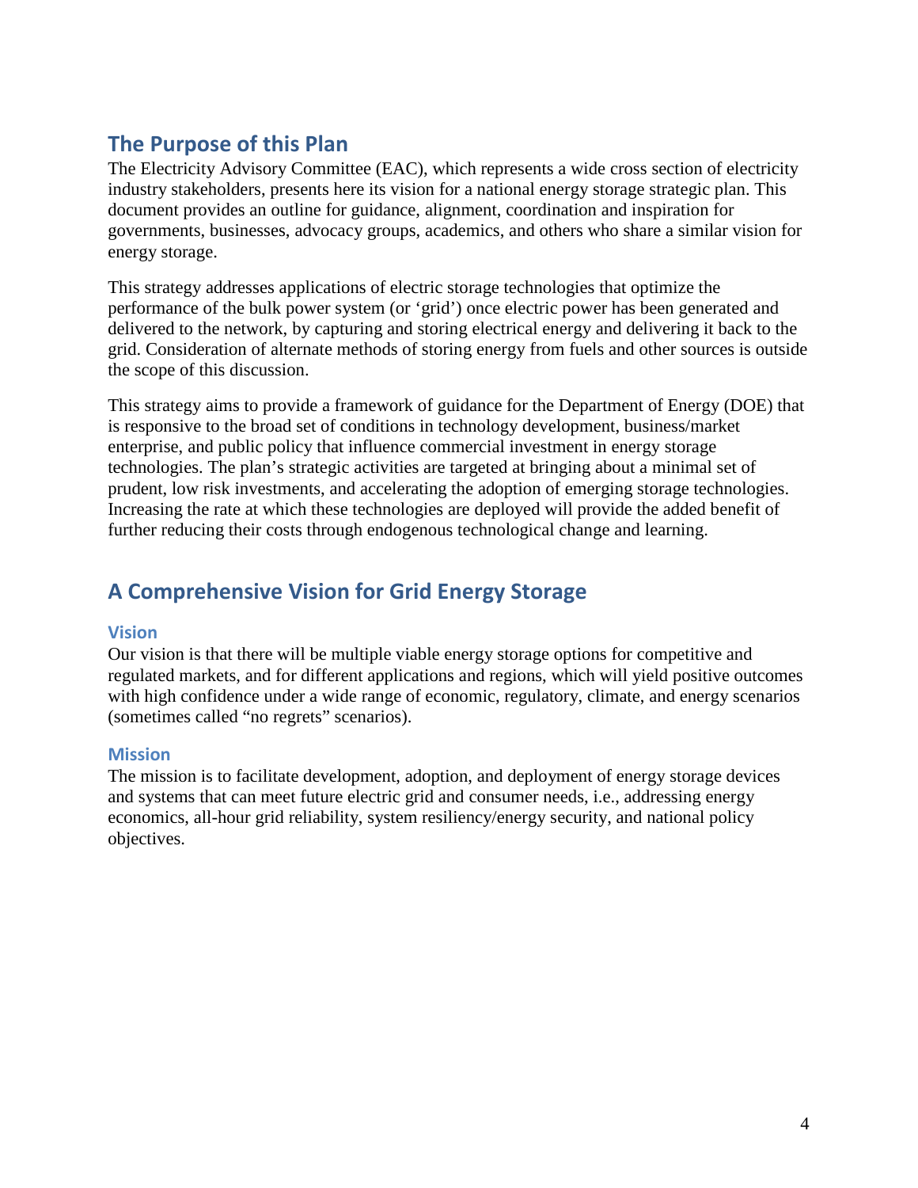## The Purpose of this Plan

The Electricity Advisory Committee (EAC), which represents a wide cross section of electricity industry stakeholders, presents here its vision for a national energy storage strategic plan. This document provides an outline for guidance, alignment, coordination and inspiration for governments, businesses, advocacy groups, academics, and others who share a similar vision for energy storage.

This strategy addresses applications of electric storage technologies that optimize the performance of the bulk power system (or 'grid') once electric power has been generated and delivered to the network, by capturing and storing electrical energy and delivering it back to the grid. Consideration of alternate methods of storing energy from fuels and other sources is outside the scope of this discussion.

This strategy aims to provide a framework of guidance for the Department of Energy (DOE) that is responsive to the broad set of conditions in technology development, business/market enterprise, and public policy that influence commercial investment in energy storage technologies. The plan's strategic activities are targeted at bringing about a minimal set of prudent, low risk investments, and accelerating the adoption of emerging storage technologies. Increasing the rate at which these technologies are deployed will provide the added benefit of further reducing their costs through endogenous technological change and learning.

## A Comprehensive Vision for Grid Energy Storage

### Vision

Our vision is that there will be multiple viable energy storage options for competitive and regulated markets, and for different applications and regions, which will yield positive outcomes with high confidence under a wide range of economic, regulatory, climate, and energy scenarios (sometimes called "no regrets" scenarios).

### Mission

The mission is to facilitate development, adoption, and deployment of energy storage devices and systems that can meet future electric grid and consumer needs, i.e., addressing energy economics, all-hour grid reliability, system resiliency/energy security, and national policy objectives.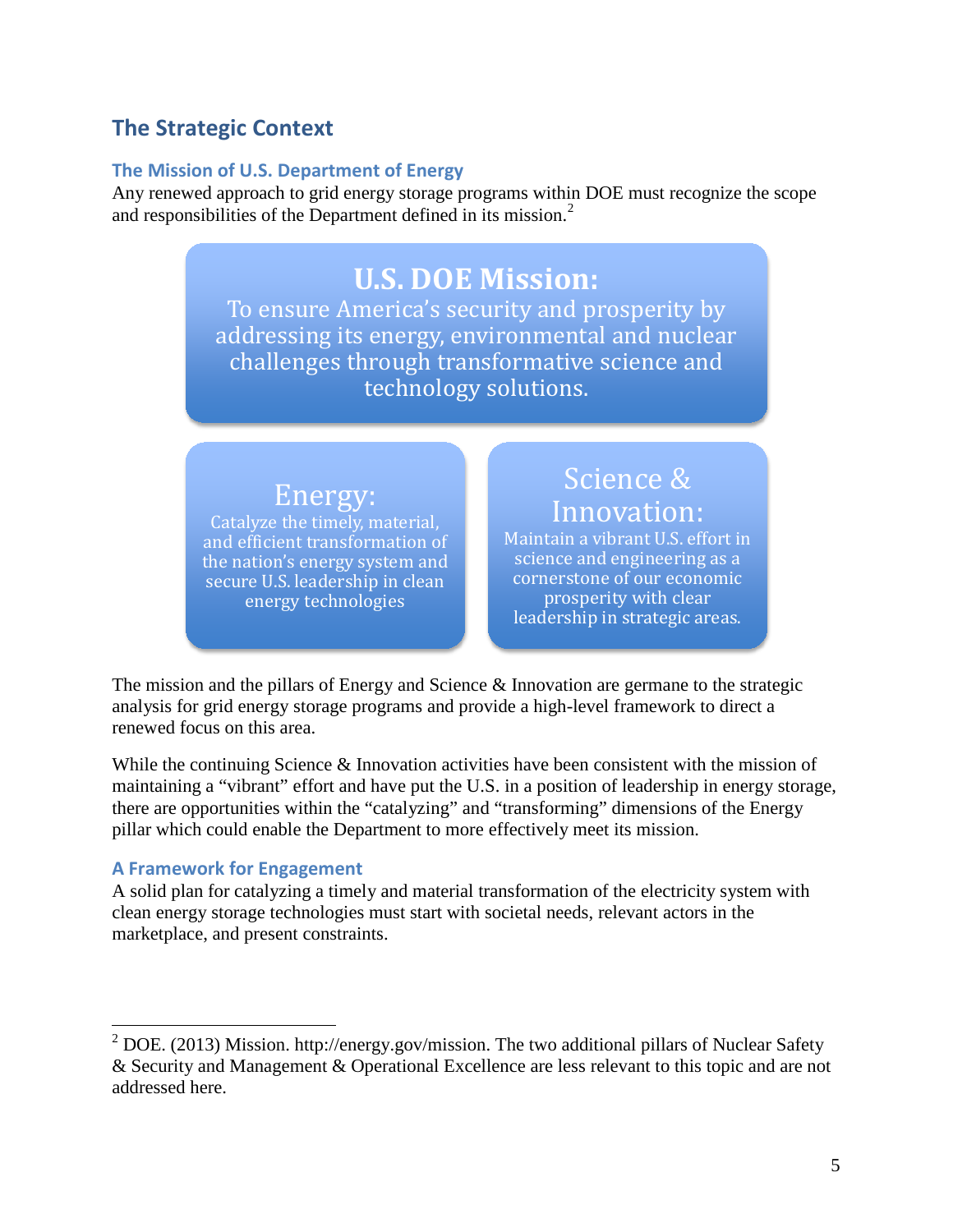## The Strategic Context

### The Mission of U.S. Department of Energy

Any renewed approach to grid energy storage programs within DOE must recognize the scope and responsibilities of the Department defined in its mission.[2]

**U.S. DOE Mission:**
To ensure America's security and prosperity by addressing its energy, environmental and nuclear challenges through transformative science and technology solutions.

**Energy:**
Catalyze the timely, material, and efficient transformation of the nation's energy system and secure U.S. leadership in clean energy technologies

**Science & Innovation:**
Maintain a vibrant U.S. effort in science and engineering as a cornerstone of our economic prosperity with clear leadership in strategic areas.

The mission and the pillars of Energy and Science & Innovation are germane to the strategic analysis for grid energy storage programs and provide a high-level framework to direct a renewed focus on this area.

While the continuing Science & Innovation activities have been consistent with the mission of maintaining a "vibrant" effort and have put the U.S. in a position of leadership in energy storage, there are opportunities within the "catalyzing" and "transforming" dimensions of the Energy pillar which could enable the Department to more effectively meet its mission.

### A Framework for Engagement

A solid plan for catalyzing a timely and material transformation of the electricity system with clean energy storage technologies must start with societal needs, relevant actors in the marketplace, and present constraints.

[2] DOE. (2013) Mission. http://energy.gov/mission. The two additional pillars of Nuclear Safety & Security and Management & Operational Excellence are less relevant to this topic and are not addressed here.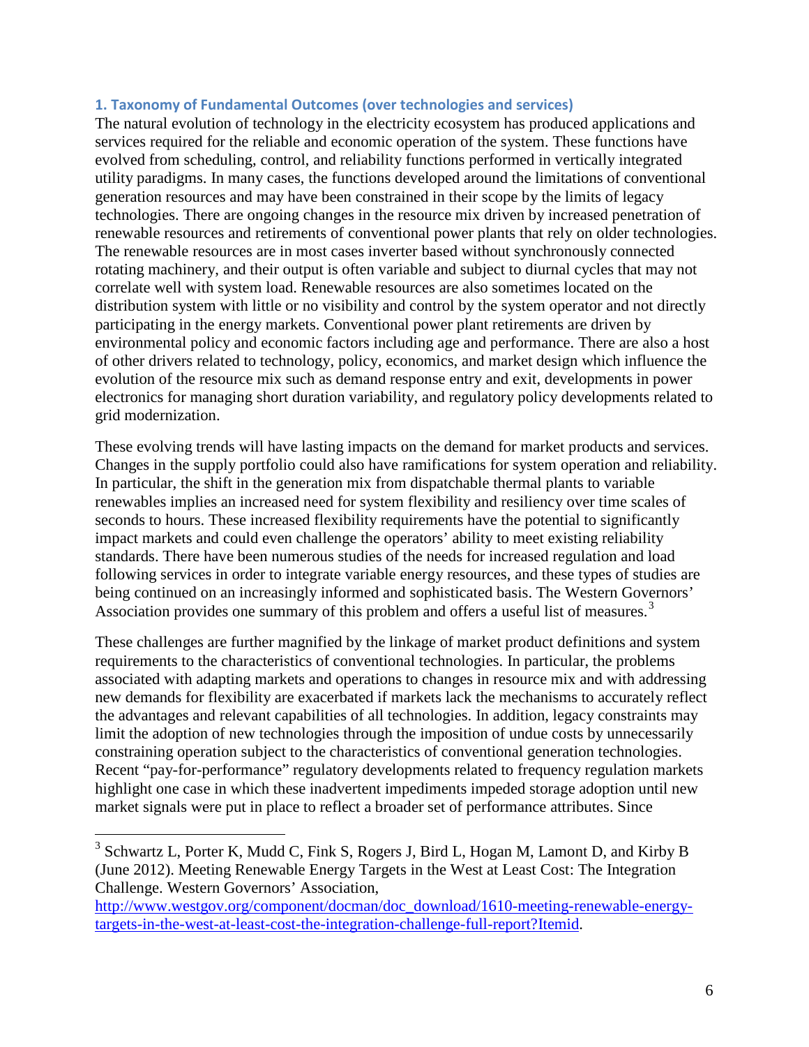### 1. Taxonomy of Fundamental Outcomes (over technologies and services)

The natural evolution of technology in the electricity ecosystem has produced applications and services required for the reliable and economic operation of the system. These functions have evolved from scheduling, control, and reliability functions performed in vertically integrated utility paradigms. In many cases, the functions developed around the limitations of conventional generation resources and may have been constrained in their scope by the limits of legacy technologies. There are ongoing changes in the resource mix driven by increased penetration of renewable resources and retirements of conventional power plants that rely on older technologies. The renewable resources are in most cases inverter based without synchronously connected rotating machinery, and their output is often variable and subject to diurnal cycles that may not correlate well with system load. Renewable resources are also sometimes located on the distribution system with little or no visibility and control by the system operator and not directly participating in the energy markets. Conventional power plant retirements are driven by environmental policy and economic factors including age and performance. There are also a host of other drivers related to technology, policy, economics, and market design which influence the evolution of the resource mix such as demand response entry and exit, developments in power electronics for managing short duration variability, and regulatory policy developments related to grid modernization.

These evolving trends will have lasting impacts on the demand for market products and services. Changes in the supply portfolio could also have ramifications for system operation and reliability. In particular, the shift in the generation mix from dispatchable thermal plants to variable renewables implies an increased need for system flexibility and resiliency over time scales of seconds to hours. These increased flexibility requirements have the potential to significantly impact markets and could even challenge the operators' ability to meet existing reliability standards. There have been numerous studies of the needs for increased regulation and load following services in order to integrate variable energy resources, and these types of studies are being continued on an increasingly informed and sophisticated basis. The Western Governors' Association provides one summary of this problem and offers a useful list of measures.[3]

These challenges are further magnified by the linkage of market product definitions and system requirements to the characteristics of conventional technologies. In particular, the problems associated with adapting markets and operations to changes in resource mix and with addressing new demands for flexibility are exacerbated if markets lack the mechanisms to accurately reflect the advantages and relevant capabilities of all technologies. In addition, legacy constraints may limit the adoption of new technologies through the imposition of undue costs by unnecessarily constraining operation subject to the characteristics of conventional generation technologies. Recent "pay-for-performance" regulatory developments related to frequency regulation markets highlight one case in which these inadvertent impediments impeded storage adoption until new market signals were put in place to reflect a broader set of performance attributes. Since

---

[3] Schwartz L, Porter K, Mudd C, Fink S, Rogers J, Bird L, Hogan M, Lamont D, and Kirby B (June 2012). Meeting Renewable Energy Targets in the West at Least Cost: The Integration Challenge. Western Governors' Association, http://www.westgov.org/component/docman/doc_download/1610-meeting-renewable-energy-targets-in-the-west-at-least-cost-the-integration-challenge-full-report?Itemid.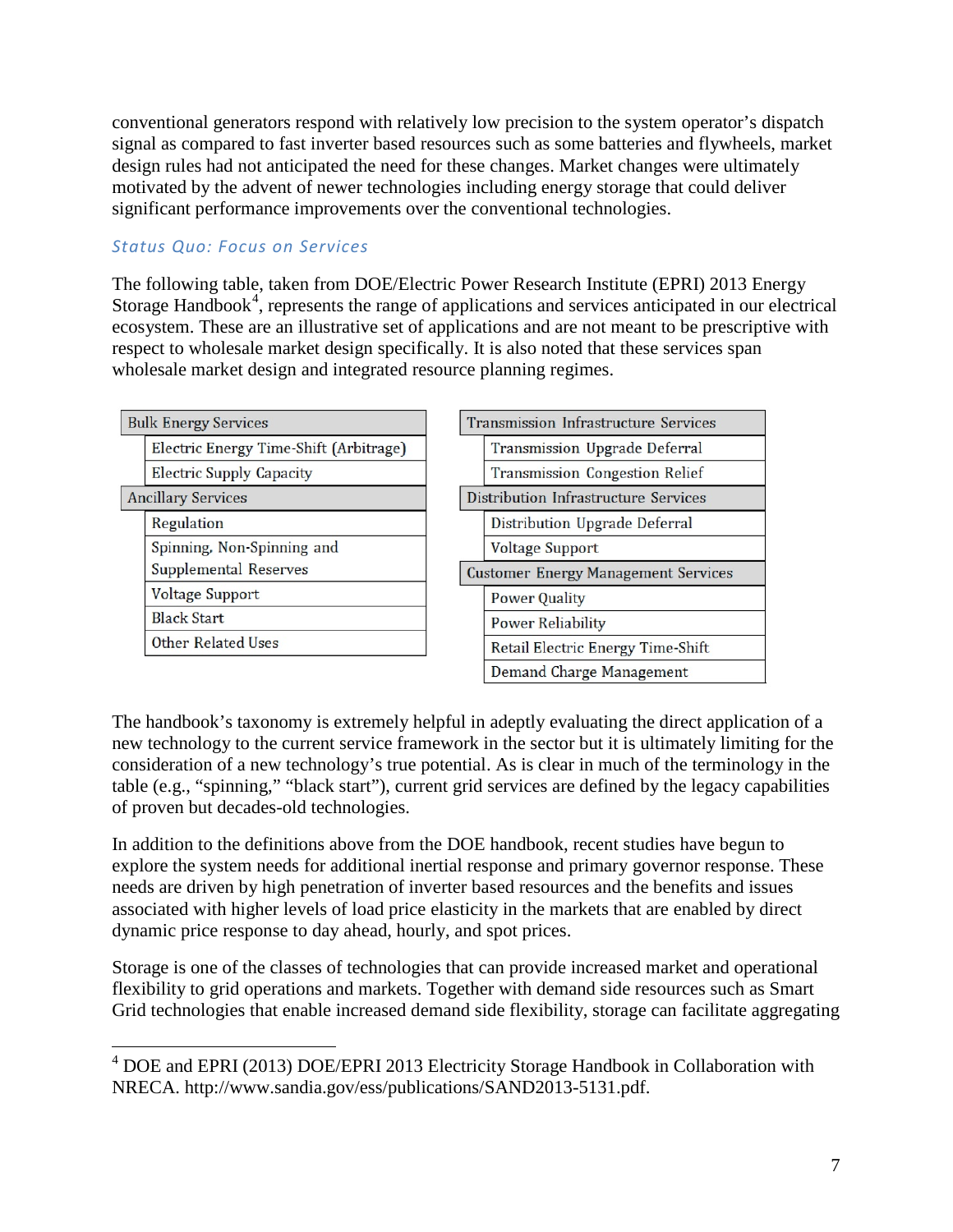conventional generators respond with relatively low precision to the system operator's dispatch signal as compared to fast inverter based resources such as some batteries and flywheels, market design rules had not anticipated the need for these changes. Market changes were ultimately motivated by the advent of newer technologies including energy storage that could deliver significant performance improvements over the conventional technologies.

### *Status Quo: Focus on Services*

The following table, taken from DOE/Electric Power Research Institute (EPRI) 2013 Energy Storage Handbook[4], represents the range of applications and services anticipated in our electrical ecosystem. These are an illustrative set of applications and are not meant to be prescriptive with respect to wholesale market design specifically. It is also noted that these services span wholesale market design and integrated resource planning regimes.

| Bulk Energy Services |
|---|
| Electric Energy Time-Shift (Arbitrage) |
| Electric Supply Capacity |
| **Ancillary Services** |
| Regulation |
| Spinning, Non-Spinning and Supplemental Reserves |
| Voltage Support |
| Black Start |
| Other Related Uses |

| Transmission Infrastructure Services |
|---|
| Transmission Upgrade Deferral |
| Transmission Congestion Relief |
| **Distribution Infrastructure Services** |
| Distribution Upgrade Deferral |
| Voltage Support |
| **Customer Energy Management Services** |
| Power Quality |
| Power Reliability |
| Retail Electric Energy Time-Shift |
| Demand Charge Management |

The handbook's taxonomy is extremely helpful in adeptly evaluating the direct application of a new technology to the current service framework in the sector but it is ultimately limiting for the consideration of a new technology's true potential. As is clear in much of the terminology in the table (e.g., "spinning," "black start"), current grid services are defined by the legacy capabilities of proven but decades-old technologies.

In addition to the definitions above from the DOE handbook, recent studies have begun to explore the system needs for additional inertial response and primary governor response. These needs are driven by high penetration of inverter based resources and the benefits and issues associated with higher levels of load price elasticity in the markets that are enabled by direct dynamic price response to day ahead, hourly, and spot prices.

Storage is one of the classes of technologies that can provide increased market and operational flexibility to grid operations and markets. Together with demand side resources such as Smart Grid technologies that enable increased demand side flexibility, storage can facilitate aggregating

---

[4] DOE and EPRI (2013) DOE/EPRI 2013 Electricity Storage Handbook in Collaboration with NRECA. http://www.sandia.gov/ess/publications/SAND2013-5131.pdf.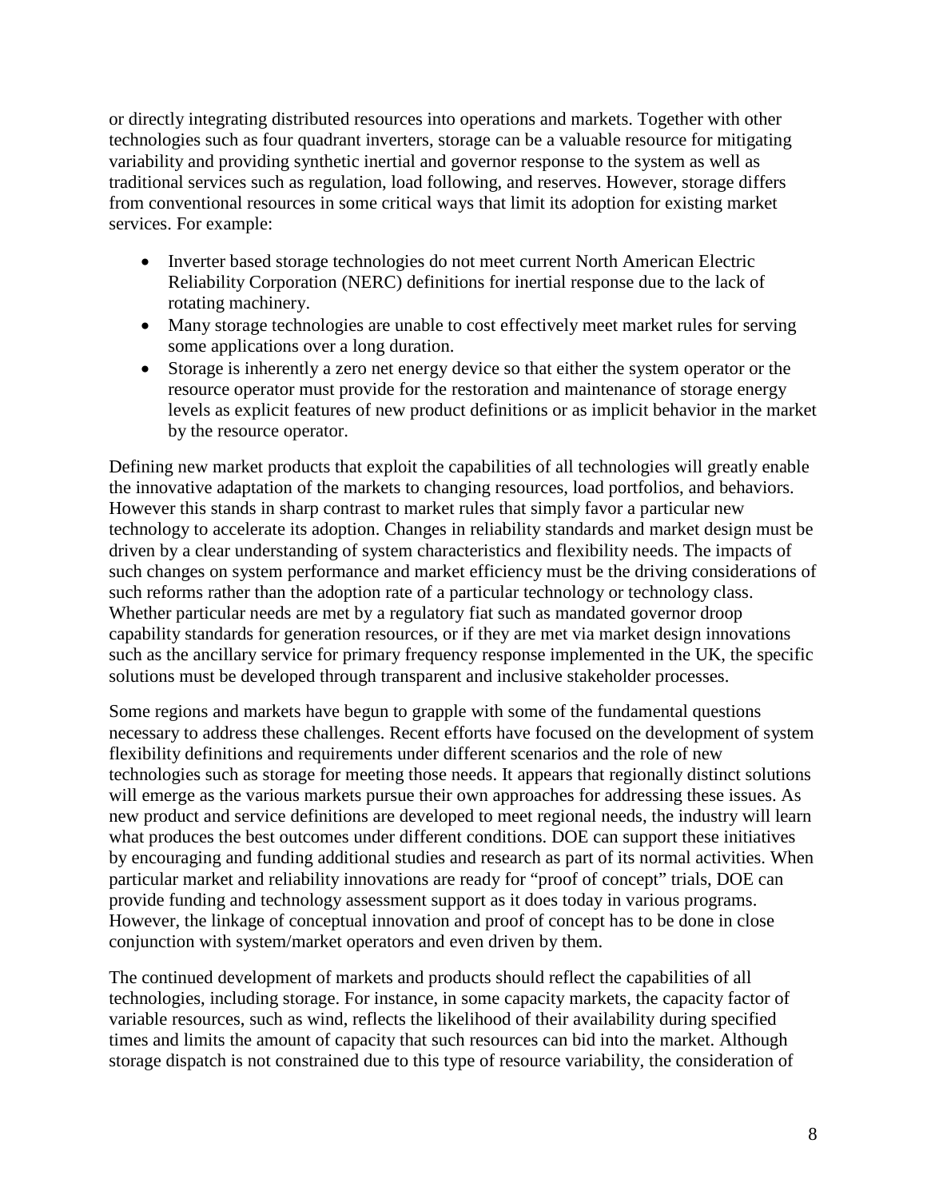or directly integrating distributed resources into operations and markets. Together with other technologies such as four quadrant inverters, storage can be a valuable resource for mitigating variability and providing synthetic inertial and governor response to the system as well as traditional services such as regulation, load following, and reserves. However, storage differs from conventional resources in some critical ways that limit its adoption for existing market services. For example:

- Inverter based storage technologies do not meet current North American Electric Reliability Corporation (NERC) definitions for inertial response due to the lack of rotating machinery.
- Many storage technologies are unable to cost effectively meet market rules for serving some applications over a long duration.
- Storage is inherently a zero net energy device so that either the system operator or the resource operator must provide for the restoration and maintenance of storage energy levels as explicit features of new product definitions or as implicit behavior in the market by the resource operator.

Defining new market products that exploit the capabilities of all technologies will greatly enable the innovative adaptation of the markets to changing resources, load portfolios, and behaviors. However this stands in sharp contrast to market rules that simply favor a particular new technology to accelerate its adoption. Changes in reliability standards and market design must be driven by a clear understanding of system characteristics and flexibility needs. The impacts of such changes on system performance and market efficiency must be the driving considerations of such reforms rather than the adoption rate of a particular technology or technology class. Whether particular needs are met by a regulatory fiat such as mandated governor droop capability standards for generation resources, or if they are met via market design innovations such as the ancillary service for primary frequency response implemented in the UK, the specific solutions must be developed through transparent and inclusive stakeholder processes.

Some regions and markets have begun to grapple with some of the fundamental questions necessary to address these challenges. Recent efforts have focused on the development of system flexibility definitions and requirements under different scenarios and the role of new technologies such as storage for meeting those needs. It appears that regionally distinct solutions will emerge as the various markets pursue their own approaches for addressing these issues. As new product and service definitions are developed to meet regional needs, the industry will learn what produces the best outcomes under different conditions. DOE can support these initiatives by encouraging and funding additional studies and research as part of its normal activities. When particular market and reliability innovations are ready for "proof of concept" trials, DOE can provide funding and technology assessment support as it does today in various programs. However, the linkage of conceptual innovation and proof of concept has to be done in close conjunction with system/market operators and even driven by them.

The continued development of markets and products should reflect the capabilities of all technologies, including storage. For instance, in some capacity markets, the capacity factor of variable resources, such as wind, reflects the likelihood of their availability during specified times and limits the amount of capacity that such resources can bid into the market. Although storage dispatch is not constrained due to this type of resource variability, the consideration of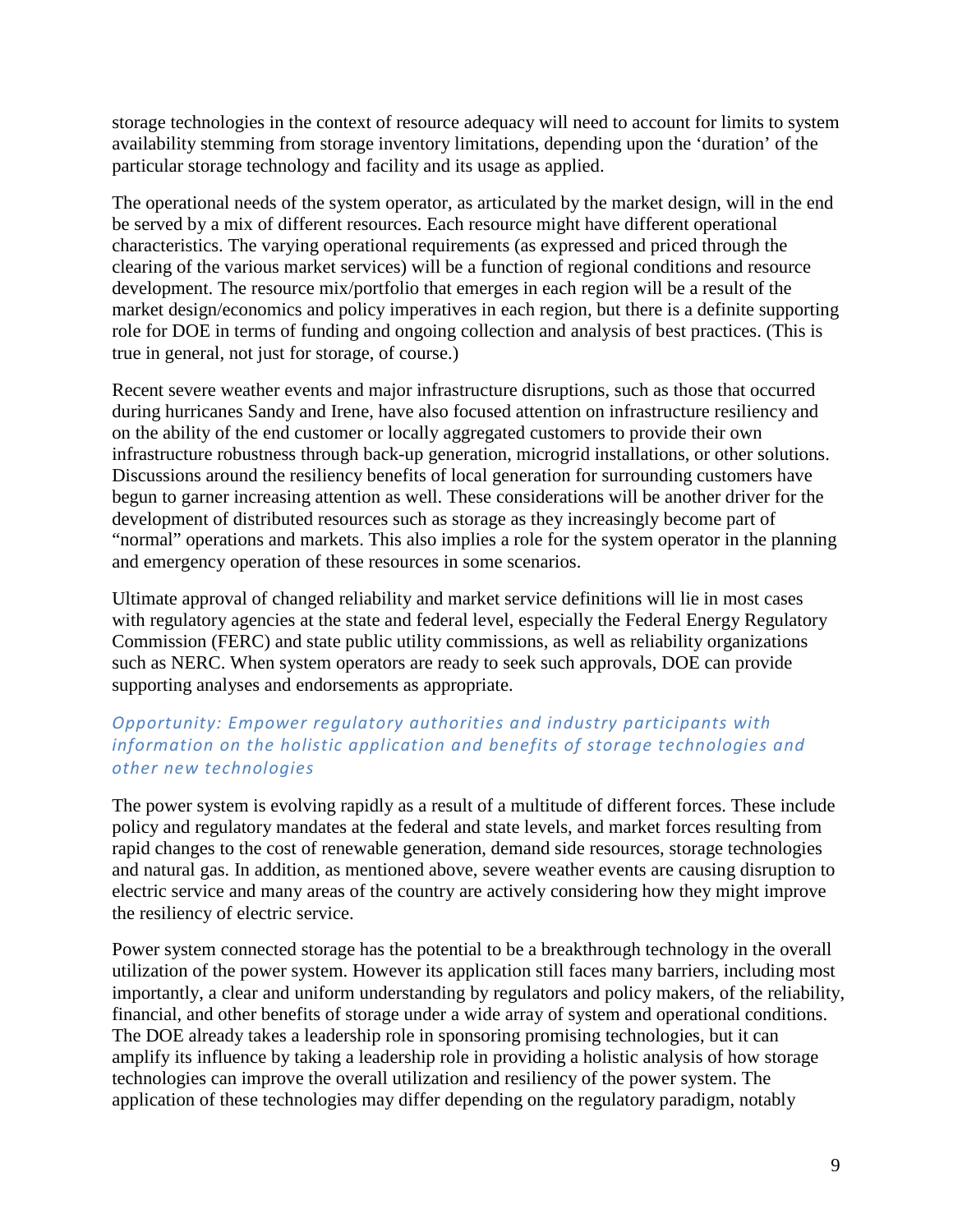storage technologies in the context of resource adequacy will need to account for limits to system availability stemming from storage inventory limitations, depending upon the 'duration' of the particular storage technology and facility and its usage as applied.

The operational needs of the system operator, as articulated by the market design, will in the end be served by a mix of different resources. Each resource might have different operational characteristics. The varying operational requirements (as expressed and priced through the clearing of the various market services) will be a function of regional conditions and resource development. The resource mix/portfolio that emerges in each region will be a result of the market design/economics and policy imperatives in each region, but there is a definite supporting role for DOE in terms of funding and ongoing collection and analysis of best practices. (This is true in general, not just for storage, of course.)

Recent severe weather events and major infrastructure disruptions, such as those that occurred during hurricanes Sandy and Irene, have also focused attention on infrastructure resiliency and on the ability of the end customer or locally aggregated customers to provide their own infrastructure robustness through back-up generation, microgrid installations, or other solutions. Discussions around the resiliency benefits of local generation for surrounding customers have begun to garner increasing attention as well. These considerations will be another driver for the development of distributed resources such as storage as they increasingly become part of "normal" operations and markets. This also implies a role for the system operator in the planning and emergency operation of these resources in some scenarios.

Ultimate approval of changed reliability and market service definitions will lie in most cases with regulatory agencies at the state and federal level, especially the Federal Energy Regulatory Commission (FERC) and state public utility commissions, as well as reliability organizations such as NERC. When system operators are ready to seek such approvals, DOE can provide supporting analyses and endorsements as appropriate.

### *Opportunity: Empower regulatory authorities and industry participants with information on the holistic application and benefits of storage technologies and other new technologies*

The power system is evolving rapidly as a result of a multitude of different forces. These include policy and regulatory mandates at the federal and state levels, and market forces resulting from rapid changes to the cost of renewable generation, demand side resources, storage technologies and natural gas. In addition, as mentioned above, severe weather events are causing disruption to electric service and many areas of the country are actively considering how they might improve the resiliency of electric service.

Power system connected storage has the potential to be a breakthrough technology in the overall utilization of the power system. However its application still faces many barriers, including most importantly, a clear and uniform understanding by regulators and policy makers, of the reliability, financial, and other benefits of storage under a wide array of system and operational conditions. The DOE already takes a leadership role in sponsoring promising technologies, but it can amplify its influence by taking a leadership role in providing a holistic analysis of how storage technologies can improve the overall utilization and resiliency of the power system. The application of these technologies may differ depending on the regulatory paradigm, notably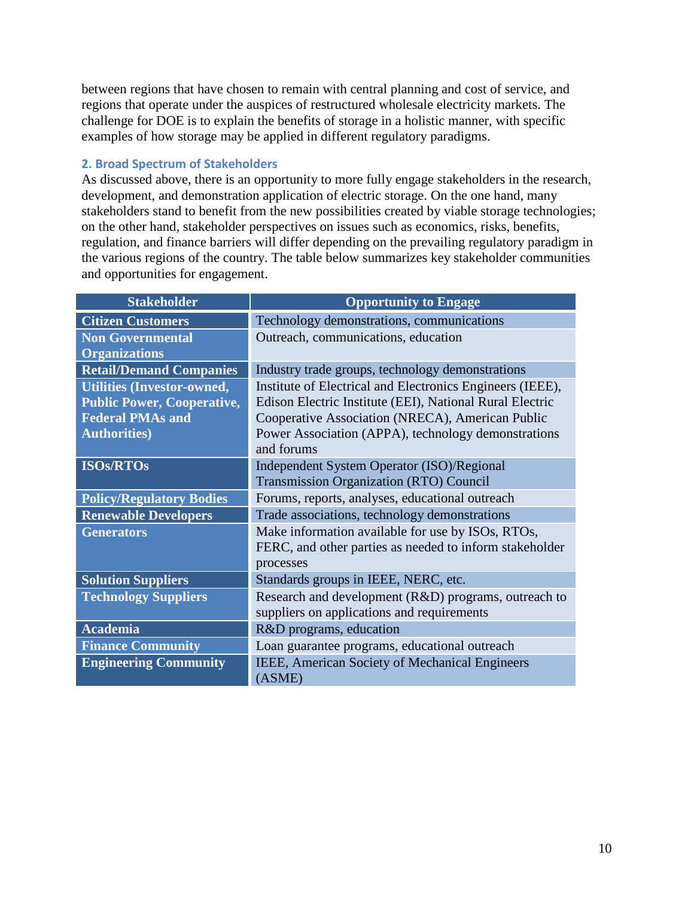between regions that have chosen to remain with central planning and cost of service, and regions that operate under the auspices of restructured wholesale electricity markets. The challenge for DOE is to explain the benefits of storage in a holistic manner, with specific examples of how storage may be applied in different regulatory paradigms.

### 2. Broad Spectrum of Stakeholders

As discussed above, there is an opportunity to more fully engage stakeholders in the research, development, and demonstration application of electric storage. On the one hand, many stakeholders stand to benefit from the new possibilities created by viable storage technologies; on the other hand, stakeholder perspectives on issues such as economics, risks, benefits, regulation, and finance barriers will differ depending on the prevailing regulatory paradigm in the various regions of the country. The table below summarizes key stakeholder communities and opportunities for engagement.

| Stakeholder | Opportunity to Engage |
|---|---|
| **Citizen Customers** | Technology demonstrations, communications |
| **Non Governmental Organizations** | Outreach, communications, education |
| **Retail/Demand Companies** | Industry trade groups, technology demonstrations |
| **Utilities (Investor-owned, Public Power, Cooperative, Federal PMAs and Authorities)** | Institute of Electrical and Electronics Engineers (IEEE), Edison Electric Institute (EEI), National Rural Electric Cooperative Association (NRECA), American Public Power Association (APPA), technology demonstrations and forums |
| **ISOs/RTOs** | Independent System Operator (ISO)/Regional Transmission Organization (RTO) Council |
| **Policy/Regulatory Bodies** | Forums, reports, analyses, educational outreach |
| **Renewable Developers** | Trade associations, technology demonstrations |
| **Generators** | Make information available for use by ISOs, RTOs, FERC, and other parties as needed to inform stakeholder processes |
| **Solution Suppliers** | Standards groups in IEEE, NERC, etc. |
| **Technology Suppliers** | Research and development (R&D) programs, outreach to suppliers on applications and requirements |
| **Academia** | R&D programs, education |
| **Finance Community** | Loan guarantee programs, educational outreach |
| **Engineering Community** | IEEE, American Society of Mechanical Engineers (ASME) |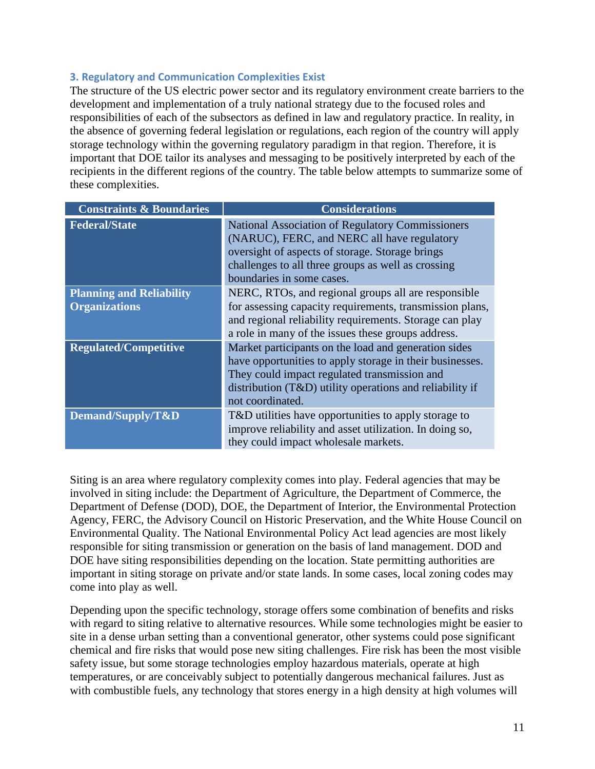### 3. Regulatory and Communication Complexities Exist

The structure of the US electric power sector and its regulatory environment create barriers to the development and implementation of a truly national strategy due to the focused roles and responsibilities of each of the subsectors as defined in law and regulatory practice. In reality, in the absence of governing federal legislation or regulations, each region of the country will apply storage technology within the governing regulatory paradigm in that region. Therefore, it is important that DOE tailor its analyses and messaging to be positively interpreted by each of the recipients in the different regions of the country. The table below attempts to summarize some of these complexities.

| Constraints & Boundaries | Considerations |
|---|---|
| **Federal/State** | National Association of Regulatory Commissioners (NARUC), FERC, and NERC all have regulatory oversight of aspects of storage. Storage brings challenges to all three groups as well as crossing boundaries in some cases. |
| **Planning and Reliability Organizations** | NERC, RTOs, and regional groups all are responsible for assessing capacity requirements, transmission plans, and regional reliability requirements. Storage can play a role in many of the issues these groups address. |
| **Regulated/Competitive** | Market participants on the load and generation sides have opportunities to apply storage in their businesses. They could impact regulated transmission and distribution (T&D) utility operations and reliability if not coordinated. |
| **Demand/Supply/T&D** | T&D utilities have opportunities to apply storage to improve reliability and asset utilization. In doing so, they could impact wholesale markets. |

Siting is an area where regulatory complexity comes into play. Federal agencies that may be involved in siting include: the Department of Agriculture, the Department of Commerce, the Department of Defense (DOD), DOE, the Department of Interior, the Environmental Protection Agency, FERC, the Advisory Council on Historic Preservation, and the White House Council on Environmental Quality. The National Environmental Policy Act lead agencies are most likely responsible for siting transmission or generation on the basis of land management. DOD and DOE have siting responsibilities depending on the location. State permitting authorities are important in siting storage on private and/or state lands. In some cases, local zoning codes may come into play as well.

Depending upon the specific technology, storage offers some combination of benefits and risks with regard to siting relative to alternative resources. While some technologies might be easier to site in a dense urban setting than a conventional generator, other systems could pose significant chemical and fire risks that would pose new siting challenges. Fire risk has been the most visible safety issue, but some storage technologies employ hazardous materials, operate at high temperatures, or are conceivably subject to potentially dangerous mechanical failures. Just as with combustible fuels, any technology that stores energy in a high density at high volumes will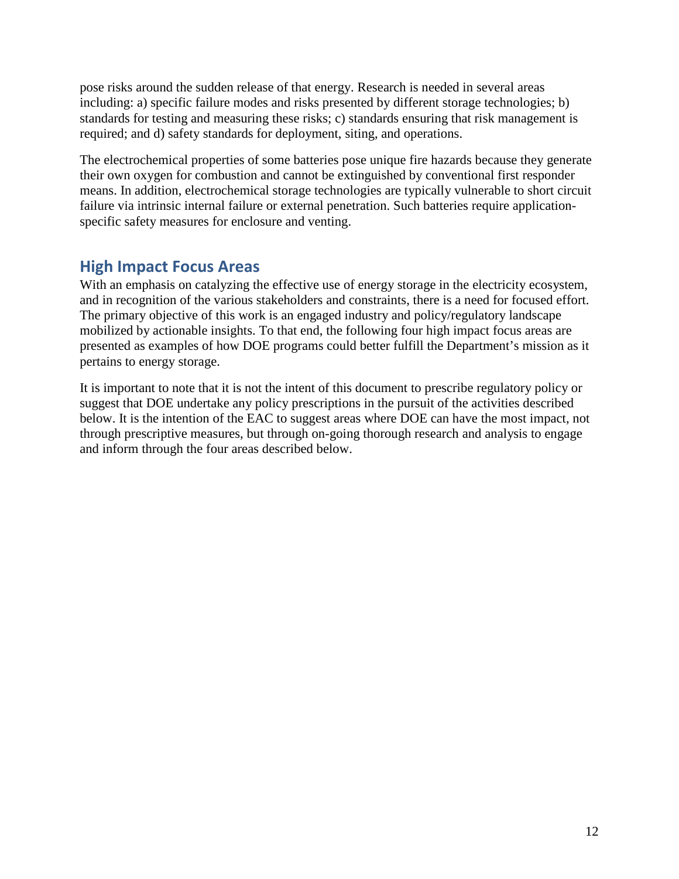pose risks around the sudden release of that energy. Research is needed in several areas including: a) specific failure modes and risks presented by different storage technologies; b) standards for testing and measuring these risks; c) standards ensuring that risk management is required; and d) safety standards for deployment, siting, and operations.

The electrochemical properties of some batteries pose unique fire hazards because they generate their own oxygen for combustion and cannot be extinguished by conventional first responder means. In addition, electrochemical storage technologies are typically vulnerable to short circuit failure via intrinsic internal failure or external penetration. Such batteries require application-specific safety measures for enclosure and venting.

## High Impact Focus Areas

With an emphasis on catalyzing the effective use of energy storage in the electricity ecosystem, and in recognition of the various stakeholders and constraints, there is a need for focused effort. The primary objective of this work is an engaged industry and policy/regulatory landscape mobilized by actionable insights. To that end, the following four high impact focus areas are presented as examples of how DOE programs could better fulfill the Department's mission as it pertains to energy storage.

It is important to note that it is not the intent of this document to prescribe regulatory policy or suggest that DOE undertake any policy prescriptions in the pursuit of the activities described below. It is the intention of the EAC to suggest areas where DOE can have the most impact, not through prescriptive measures, but through on-going thorough research and analysis to engage and inform through the four areas described below.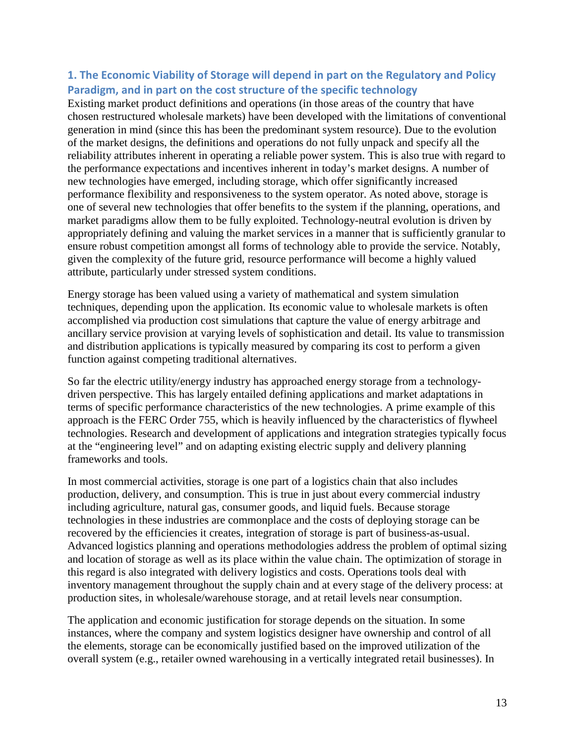## 1. The Economic Viability of Storage will depend in part on the Regulatory and Policy Paradigm, and in part on the cost structure of the specific technology

Existing market product definitions and operations (in those areas of the country that have chosen restructured wholesale markets) have been developed with the limitations of conventional generation in mind (since this has been the predominant system resource). Due to the evolution of the market designs, the definitions and operations do not fully unpack and specify all the reliability attributes inherent in operating a reliable power system. This is also true with regard to the performance expectations and incentives inherent in today's market designs. A number of new technologies have emerged, including storage, which offer significantly increased performance flexibility and responsiveness to the system operator. As noted above, storage is one of several new technologies that offer benefits to the system if the planning, operations, and market paradigms allow them to be fully exploited. Technology-neutral evolution is driven by appropriately defining and valuing the market services in a manner that is sufficiently granular to ensure robust competition amongst all forms of technology able to provide the service. Notably, given the complexity of the future grid, resource performance will become a highly valued attribute, particularly under stressed system conditions.

Energy storage has been valued using a variety of mathematical and system simulation techniques, depending upon the application. Its economic value to wholesale markets is often accomplished via production cost simulations that capture the value of energy arbitrage and ancillary service provision at varying levels of sophistication and detail. Its value to transmission and distribution applications is typically measured by comparing its cost to perform a given function against competing traditional alternatives.

So far the electric utility/energy industry has approached energy storage from a technology-driven perspective. This has largely entailed defining applications and market adaptations in terms of specific performance characteristics of the new technologies. A prime example of this approach is the FERC Order 755, which is heavily influenced by the characteristics of flywheel technologies. Research and development of applications and integration strategies typically focus at the "engineering level" and on adapting existing electric supply and delivery planning frameworks and tools.

In most commercial activities, storage is one part of a logistics chain that also includes production, delivery, and consumption. This is true in just about every commercial industry including agriculture, natural gas, consumer goods, and liquid fuels. Because storage technologies in these industries are commonplace and the costs of deploying storage can be recovered by the efficiencies it creates, integration of storage is part of business-as-usual. Advanced logistics planning and operations methodologies address the problem of optimal sizing and location of storage as well as its place within the value chain. The optimization of storage in this regard is also integrated with delivery logistics and costs. Operations tools deal with inventory management throughout the supply chain and at every stage of the delivery process: at production sites, in wholesale/warehouse storage, and at retail levels near consumption.

The application and economic justification for storage depends on the situation. In some instances, where the company and system logistics designer have ownership and control of all the elements, storage can be economically justified based on the improved utilization of the overall system (e.g., retailer owned warehousing in a vertically integrated retail businesses). In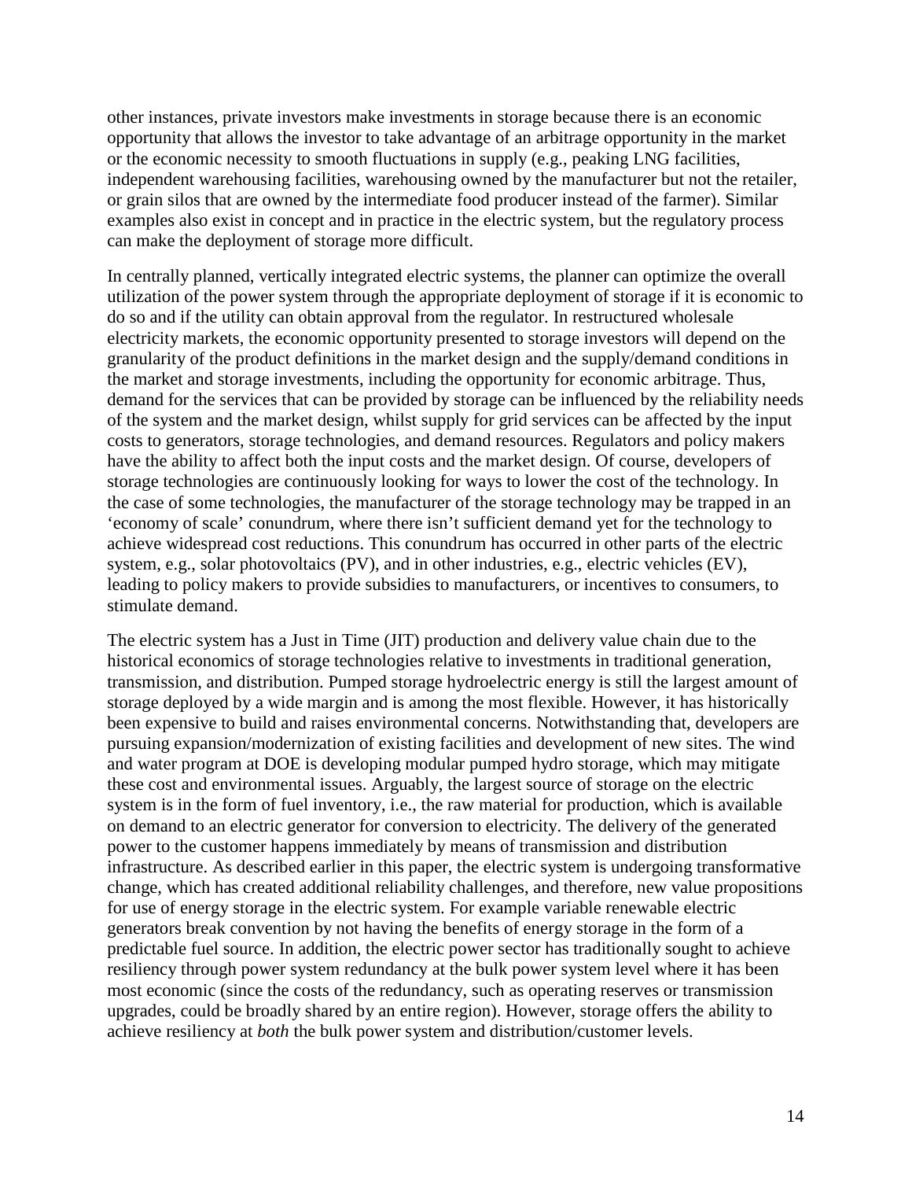other instances, private investors make investments in storage because there is an economic opportunity that allows the investor to take advantage of an arbitrage opportunity in the market or the economic necessity to smooth fluctuations in supply (e.g., peaking LNG facilities, independent warehousing facilities, warehousing owned by the manufacturer but not the retailer, or grain silos that are owned by the intermediate food producer instead of the farmer). Similar examples also exist in concept and in practice in the electric system, but the regulatory process can make the deployment of storage more difficult.

In centrally planned, vertically integrated electric systems, the planner can optimize the overall utilization of the power system through the appropriate deployment of storage if it is economic to do so and if the utility can obtain approval from the regulator. In restructured wholesale electricity markets, the economic opportunity presented to storage investors will depend on the granularity of the product definitions in the market design and the supply/demand conditions in the market and storage investments, including the opportunity for economic arbitrage. Thus, demand for the services that can be provided by storage can be influenced by the reliability needs of the system and the market design, whilst supply for grid services can be affected by the input costs to generators, storage technologies, and demand resources. Regulators and policy makers have the ability to affect both the input costs and the market design. Of course, developers of storage technologies are continuously looking for ways to lower the cost of the technology. In the case of some technologies, the manufacturer of the storage technology may be trapped in an 'economy of scale' conundrum, where there isn't sufficient demand yet for the technology to achieve widespread cost reductions. This conundrum has occurred in other parts of the electric system, e.g., solar photovoltaics (PV), and in other industries, e.g., electric vehicles (EV), leading to policy makers to provide subsidies to manufacturers, or incentives to consumers, to stimulate demand.

The electric system has a Just in Time (JIT) production and delivery value chain due to the historical economics of storage technologies relative to investments in traditional generation, transmission, and distribution. Pumped storage hydroelectric energy is still the largest amount of storage deployed by a wide margin and is among the most flexible. However, it has historically been expensive to build and raises environmental concerns. Notwithstanding that, developers are pursuing expansion/modernization of existing facilities and development of new sites. The wind and water program at DOE is developing modular pumped hydro storage, which may mitigate these cost and environmental issues. Arguably, the largest source of storage on the electric system is in the form of fuel inventory, i.e., the raw material for production, which is available on demand to an electric generator for conversion to electricity. The delivery of the generated power to the customer happens immediately by means of transmission and distribution infrastructure. As described earlier in this paper, the electric system is undergoing transformative change, which has created additional reliability challenges, and therefore, new value propositions for use of energy storage in the electric system. For example variable renewable electric generators break convention by not having the benefits of energy storage in the form of a predictable fuel source. In addition, the electric power sector has traditionally sought to achieve resiliency through power system redundancy at the bulk power system level where it has been most economic (since the costs of the redundancy, such as operating reserves or transmission upgrades, could be broadly shared by an entire region). However, storage offers the ability to achieve resiliency at *both* the bulk power system and distribution/customer levels.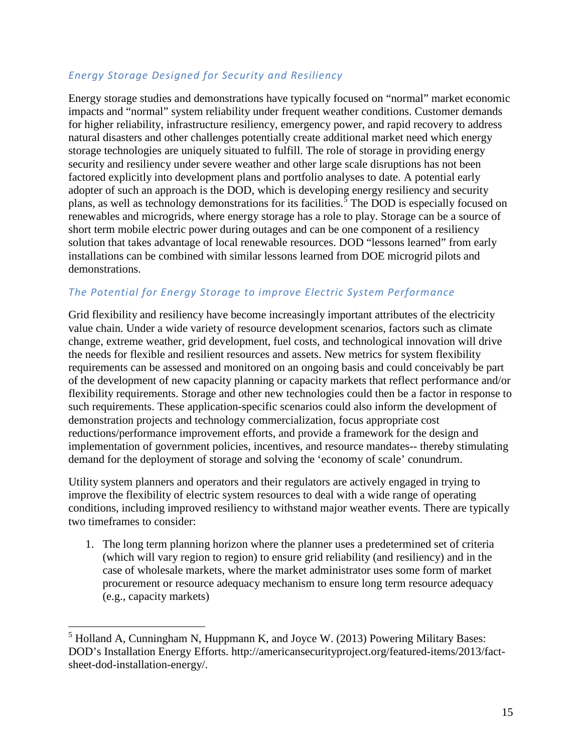### *Energy Storage Designed for Security and Resiliency*

Energy storage studies and demonstrations have typically focused on "normal" market economic impacts and "normal" system reliability under frequent weather conditions. Customer demands for higher reliability, infrastructure resiliency, emergency power, and rapid recovery to address natural disasters and other challenges potentially create additional market need which energy storage technologies are uniquely situated to fulfill. The role of storage in providing energy security and resiliency under severe weather and other large scale disruptions has not been factored explicitly into development plans and portfolio analyses to date. A potential early adopter of such an approach is the DOD, which is developing energy resiliency and security plans, as well as technology demonstrations for its facilities.[5] The DOD is especially focused on renewables and microgrids, where energy storage has a role to play. Storage can be a source of short term mobile electric power during outages and can be one component of a resiliency solution that takes advantage of local renewable resources. DOD "lessons learned" from early installations can be combined with similar lessons learned from DOE microgrid pilots and demonstrations.

### *The Potential for Energy Storage to improve Electric System Performance*

Grid flexibility and resiliency have become increasingly important attributes of the electricity value chain. Under a wide variety of resource development scenarios, factors such as climate change, extreme weather, grid development, fuel costs, and technological innovation will drive the needs for flexible and resilient resources and assets. New metrics for system flexibility requirements can be assessed and monitored on an ongoing basis and could conceivably be part of the development of new capacity planning or capacity markets that reflect performance and/or flexibility requirements. Storage and other new technologies could then be a factor in response to such requirements. These application-specific scenarios could also inform the development of demonstration projects and technology commercialization, focus appropriate cost reductions/performance improvement efforts, and provide a framework for the design and implementation of government policies, incentives, and resource mandates-- thereby stimulating demand for the deployment of storage and solving the 'economy of scale' conundrum.

Utility system planners and operators and their regulators are actively engaged in trying to improve the flexibility of electric system resources to deal with a wide range of operating conditions, including improved resiliency to withstand major weather events. There are typically two timeframes to consider:

1. The long term planning horizon where the planner uses a predetermined set of criteria (which will vary region to region) to ensure grid reliability (and resiliency) and in the case of wholesale markets, where the market administrator uses some form of market procurement or resource adequacy mechanism to ensure long term resource adequacy (e.g., capacity markets)

---

[5] Holland A, Cunningham N, Huppmann K, and Joyce W. (2013) Powering Military Bases: DOD's Installation Energy Efforts. http://americansecurityproject.org/featured-items/2013/fact-sheet-dod-installation-energy/.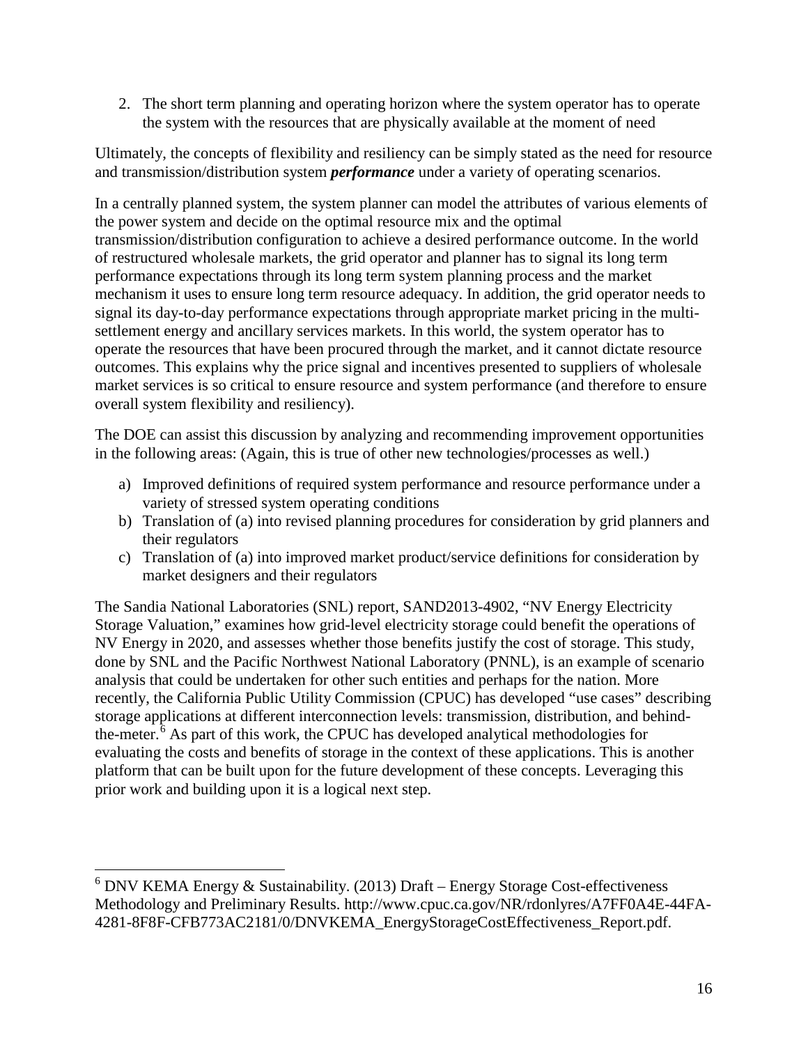2. The short term planning and operating horizon where the system operator has to operate the system with the resources that are physically available at the moment of need

Ultimately, the concepts of flexibility and resiliency can be simply stated as the need for resource and transmission/distribution system ***performance*** under a variety of operating scenarios.

In a centrally planned system, the system planner can model the attributes of various elements of the power system and decide on the optimal resource mix and the optimal transmission/distribution configuration to achieve a desired performance outcome. In the world of restructured wholesale markets, the grid operator and planner has to signal its long term performance expectations through its long term system planning process and the market mechanism it uses to ensure long term resource adequacy. In addition, the grid operator needs to signal its day-to-day performance expectations through appropriate market pricing in the multi-settlement energy and ancillary services markets. In this world, the system operator has to operate the resources that have been procured through the market, and it cannot dictate resource outcomes. This explains why the price signal and incentives presented to suppliers of wholesale market services is so critical to ensure resource and system performance (and therefore to ensure overall system flexibility and resiliency).

The DOE can assist this discussion by analyzing and recommending improvement opportunities in the following areas: (Again, this is true of other new technologies/processes as well.)

a) Improved definitions of required system performance and resource performance under a variety of stressed system operating conditions
b) Translation of (a) into revised planning procedures for consideration by grid planners and their regulators
c) Translation of (a) into improved market product/service definitions for consideration by market designers and their regulators

The Sandia National Laboratories (SNL) report, SAND2013-4902, "NV Energy Electricity Storage Valuation," examines how grid-level electricity storage could benefit the operations of NV Energy in 2020, and assesses whether those benefits justify the cost of storage. This study, done by SNL and the Pacific Northwest National Laboratory (PNNL), is an example of scenario analysis that could be undertaken for other such entities and perhaps for the nation. More recently, the California Public Utility Commission (CPUC) has developed "use cases" describing storage applications at different interconnection levels: transmission, distribution, and behind-the-meter.[6] As part of this work, the CPUC has developed analytical methodologies for evaluating the costs and benefits of storage in the context of these applications. This is another platform that can be built upon for the future development of these concepts. Leveraging this prior work and building upon it is a logical next step.

[6] DNV KEMA Energy & Sustainability. (2013) Draft – Energy Storage Cost-effectiveness Methodology and Preliminary Results. http://www.cpuc.ca.gov/NR/rdonlyres/A7FF0A4E-44FA-4281-8F8F-CFB773AC2181/0/DNVKEMA_EnergyStorageCostEffectiveness_Report.pdf.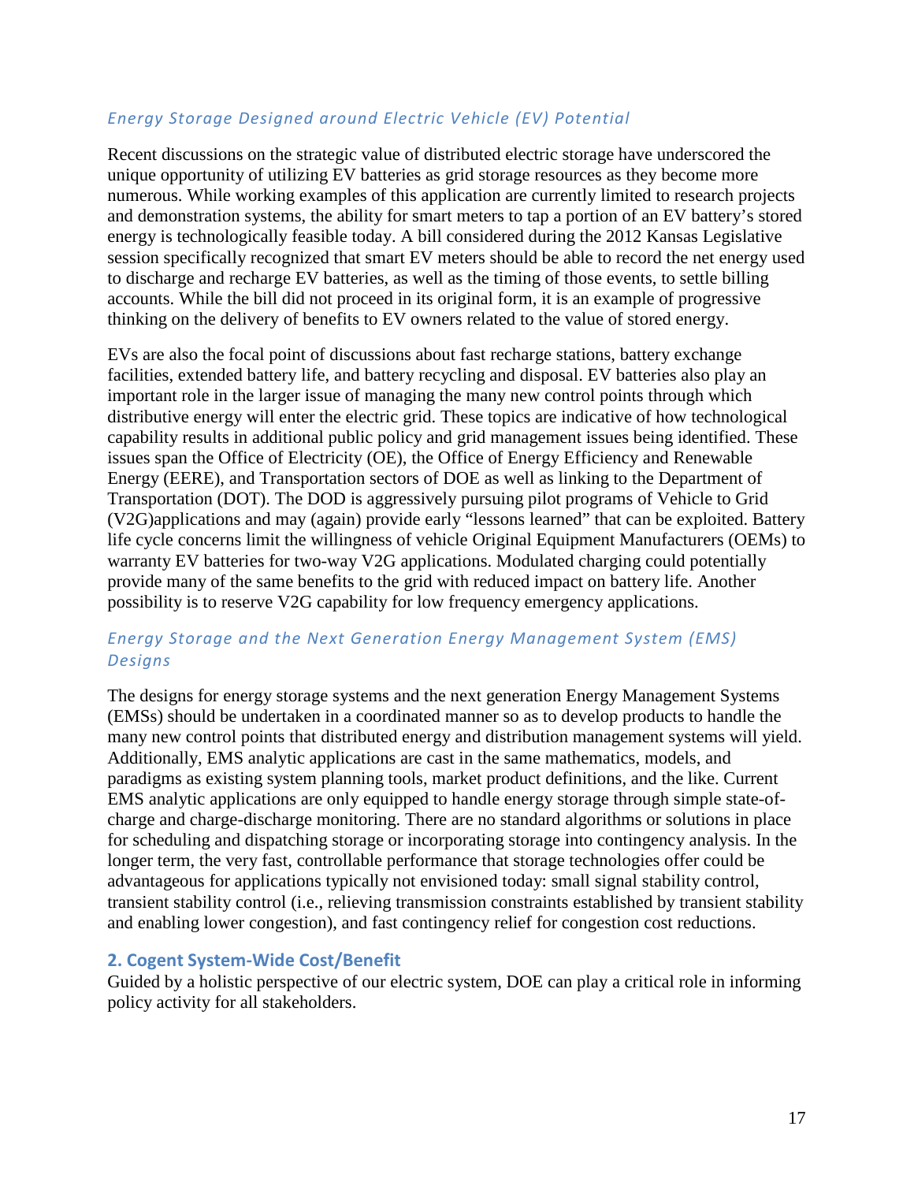### *Energy Storage Designed around Electric Vehicle (EV) Potential*

Recent discussions on the strategic value of distributed electric storage have underscored the unique opportunity of utilizing EV batteries as grid storage resources as they become more numerous. While working examples of this application are currently limited to research projects and demonstration systems, the ability for smart meters to tap a portion of an EV battery's stored energy is technologically feasible today. A bill considered during the 2012 Kansas Legislative session specifically recognized that smart EV meters should be able to record the net energy used to discharge and recharge EV batteries, as well as the timing of those events, to settle billing accounts. While the bill did not proceed in its original form, it is an example of progressive thinking on the delivery of benefits to EV owners related to the value of stored energy.

EVs are also the focal point of discussions about fast recharge stations, battery exchange facilities, extended battery life, and battery recycling and disposal. EV batteries also play an important role in the larger issue of managing the many new control points through which distributive energy will enter the electric grid. These topics are indicative of how technological capability results in additional public policy and grid management issues being identified. These issues span the Office of Electricity (OE), the Office of Energy Efficiency and Renewable Energy (EERE), and Transportation sectors of DOE as well as linking to the Department of Transportation (DOT). The DOD is aggressively pursuing pilot programs of Vehicle to Grid (V2G)applications and may (again) provide early "lessons learned" that can be exploited. Battery life cycle concerns limit the willingness of vehicle Original Equipment Manufacturers (OEMs) to warranty EV batteries for two-way V2G applications. Modulated charging could potentially provide many of the same benefits to the grid with reduced impact on battery life. Another possibility is to reserve V2G capability for low frequency emergency applications.

### *Energy Storage and the Next Generation Energy Management System (EMS) Designs*

The designs for energy storage systems and the next generation Energy Management Systems (EMSs) should be undertaken in a coordinated manner so as to develop products to handle the many new control points that distributed energy and distribution management systems will yield. Additionally, EMS analytic applications are cast in the same mathematics, models, and paradigms as existing system planning tools, market product definitions, and the like. Current EMS analytic applications are only equipped to handle energy storage through simple state-of-charge and charge-discharge monitoring. There are no standard algorithms or solutions in place for scheduling and dispatching storage or incorporating storage into contingency analysis. In the longer term, the very fast, controllable performance that storage technologies offer could be advantageous for applications typically not envisioned today: small signal stability control, transient stability control (i.e., relieving transmission constraints established by transient stability and enabling lower congestion), and fast contingency relief for congestion cost reductions.

## 2. Cogent System-Wide Cost/Benefit

Guided by a holistic perspective of our electric system, DOE can play a critical role in informing policy activity for all stakeholders.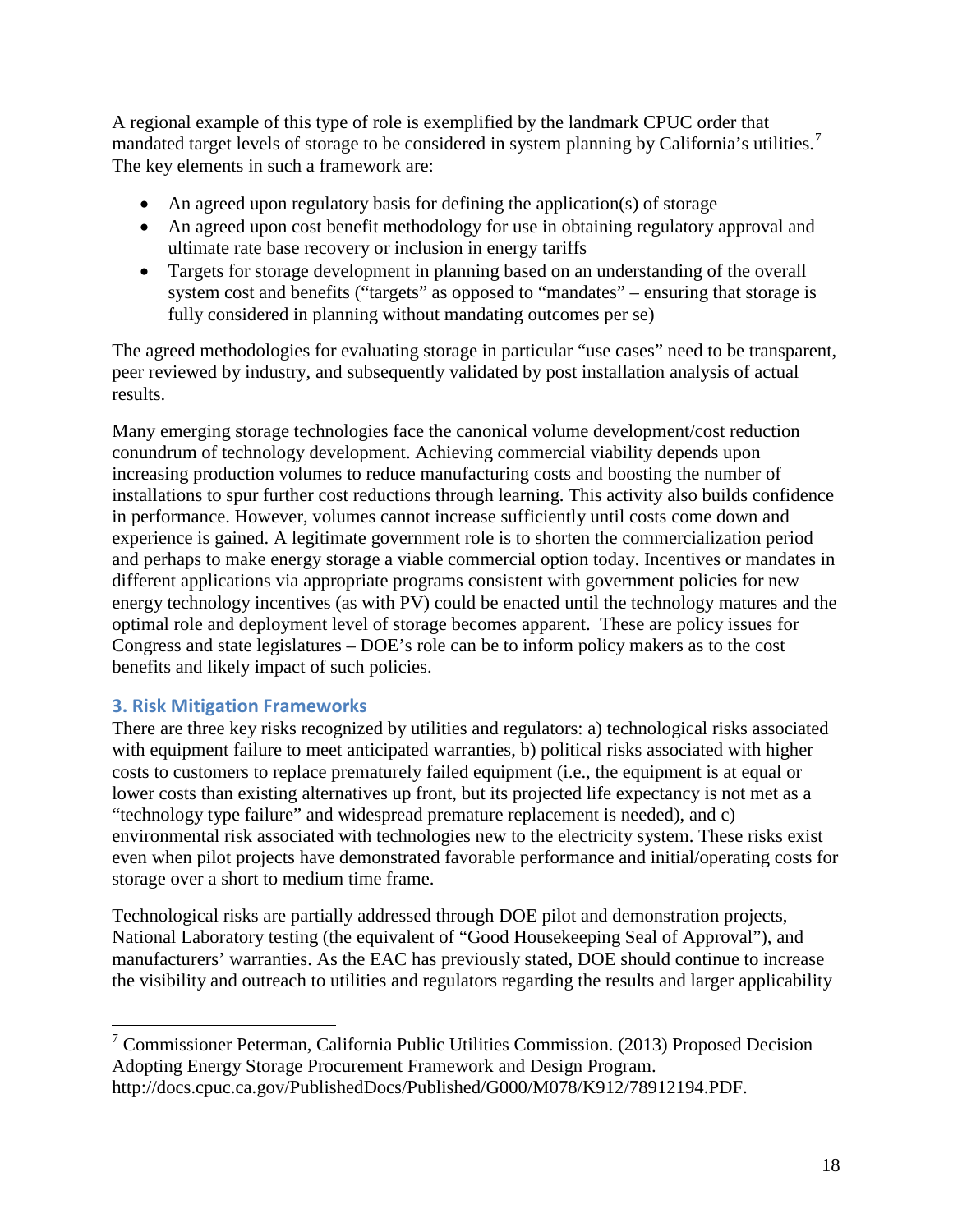A regional example of this type of role is exemplified by the landmark CPUC order that mandated target levels of storage to be considered in system planning by California's utilities.[7] The key elements in such a framework are:

- An agreed upon regulatory basis for defining the application(s) of storage
- An agreed upon cost benefit methodology for use in obtaining regulatory approval and ultimate rate base recovery or inclusion in energy tariffs
- Targets for storage development in planning based on an understanding of the overall system cost and benefits ("targets" as opposed to "mandates" – ensuring that storage is fully considered in planning without mandating outcomes per se)

The agreed methodologies for evaluating storage in particular "use cases" need to be transparent, peer reviewed by industry, and subsequently validated by post installation analysis of actual results.

Many emerging storage technologies face the canonical volume development/cost reduction conundrum of technology development. Achieving commercial viability depends upon increasing production volumes to reduce manufacturing costs and boosting the number of installations to spur further cost reductions through learning. This activity also builds confidence in performance. However, volumes cannot increase sufficiently until costs come down and experience is gained. A legitimate government role is to shorten the commercialization period and perhaps to make energy storage a viable commercial option today. Incentives or mandates in different applications via appropriate programs consistent with government policies for new energy technology incentives (as with PV) could be enacted until the technology matures and the optimal role and deployment level of storage becomes apparent. These are policy issues for Congress and state legislatures – DOE's role can be to inform policy makers as to the cost benefits and likely impact of such policies.

### 3. Risk Mitigation Frameworks

There are three key risks recognized by utilities and regulators: a) technological risks associated with equipment failure to meet anticipated warranties, b) political risks associated with higher costs to customers to replace prematurely failed equipment (i.e., the equipment is at equal or lower costs than existing alternatives up front, but its projected life expectancy is not met as a "technology type failure" and widespread premature replacement is needed), and c) environmental risk associated with technologies new to the electricity system. These risks exist even when pilot projects have demonstrated favorable performance and initial/operating costs for storage over a short to medium time frame.

Technological risks are partially addressed through DOE pilot and demonstration projects, National Laboratory testing (the equivalent of "Good Housekeeping Seal of Approval"), and manufacturers' warranties. As the EAC has previously stated, DOE should continue to increase the visibility and outreach to utilities and regulators regarding the results and larger applicability

---

[7] Commissioner Peterman, California Public Utilities Commission. (2013) Proposed Decision Adopting Energy Storage Procurement Framework and Design Program. http://docs.cpuc.ca.gov/PublishedDocs/Published/G000/M078/K912/78912194.PDF.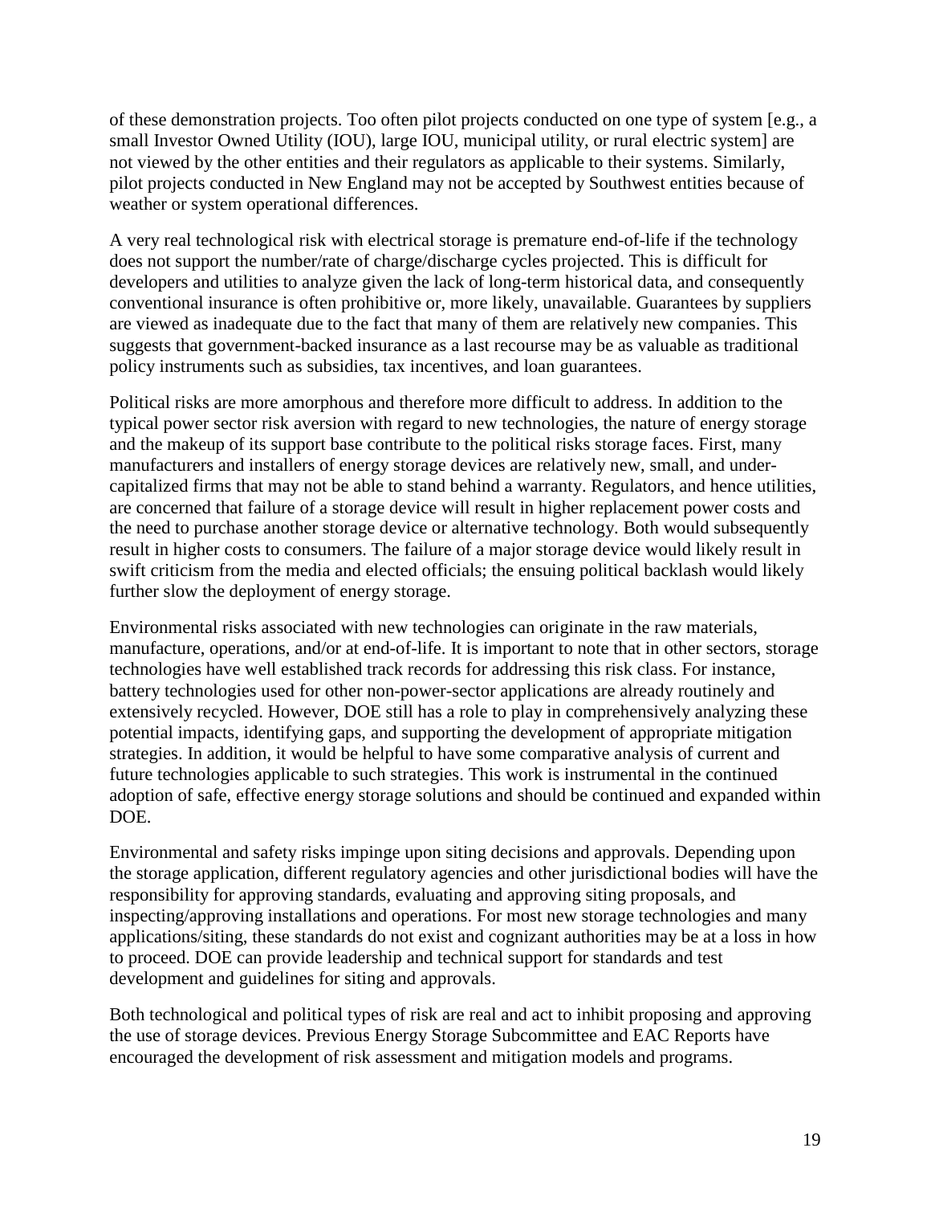of these demonstration projects. Too often pilot projects conducted on one type of system [e.g., a small Investor Owned Utility (IOU), large IOU, municipal utility, or rural electric system] are not viewed by the other entities and their regulators as applicable to their systems. Similarly, pilot projects conducted in New England may not be accepted by Southwest entities because of weather or system operational differences.

A very real technological risk with electrical storage is premature end-of-life if the technology does not support the number/rate of charge/discharge cycles projected. This is difficult for developers and utilities to analyze given the lack of long-term historical data, and consequently conventional insurance is often prohibitive or, more likely, unavailable. Guarantees by suppliers are viewed as inadequate due to the fact that many of them are relatively new companies. This suggests that government-backed insurance as a last recourse may be as valuable as traditional policy instruments such as subsidies, tax incentives, and loan guarantees.

Political risks are more amorphous and therefore more difficult to address. In addition to the typical power sector risk aversion with regard to new technologies, the nature of energy storage and the makeup of its support base contribute to the political risks storage faces. First, many manufacturers and installers of energy storage devices are relatively new, small, and under-capitalized firms that may not be able to stand behind a warranty. Regulators, and hence utilities, are concerned that failure of a storage device will result in higher replacement power costs and the need to purchase another storage device or alternative technology. Both would subsequently result in higher costs to consumers. The failure of a major storage device would likely result in swift criticism from the media and elected officials; the ensuing political backlash would likely further slow the deployment of energy storage.

Environmental risks associated with new technologies can originate in the raw materials, manufacture, operations, and/or at end-of-life. It is important to note that in other sectors, storage technologies have well established track records for addressing this risk class. For instance, battery technologies used for other non-power-sector applications are already routinely and extensively recycled. However, DOE still has a role to play in comprehensively analyzing these potential impacts, identifying gaps, and supporting the development of appropriate mitigation strategies. In addition, it would be helpful to have some comparative analysis of current and future technologies applicable to such strategies. This work is instrumental in the continued adoption of safe, effective energy storage solutions and should be continued and expanded within DOE.

Environmental and safety risks impinge upon siting decisions and approvals. Depending upon the storage application, different regulatory agencies and other jurisdictional bodies will have the responsibility for approving standards, evaluating and approving siting proposals, and inspecting/approving installations and operations. For most new storage technologies and many applications/siting, these standards do not exist and cognizant authorities may be at a loss in how to proceed. DOE can provide leadership and technical support for standards and test development and guidelines for siting and approvals.

Both technological and political types of risk are real and act to inhibit proposing and approving the use of storage devices. Previous Energy Storage Subcommittee and EAC Reports have encouraged the development of risk assessment and mitigation models and programs.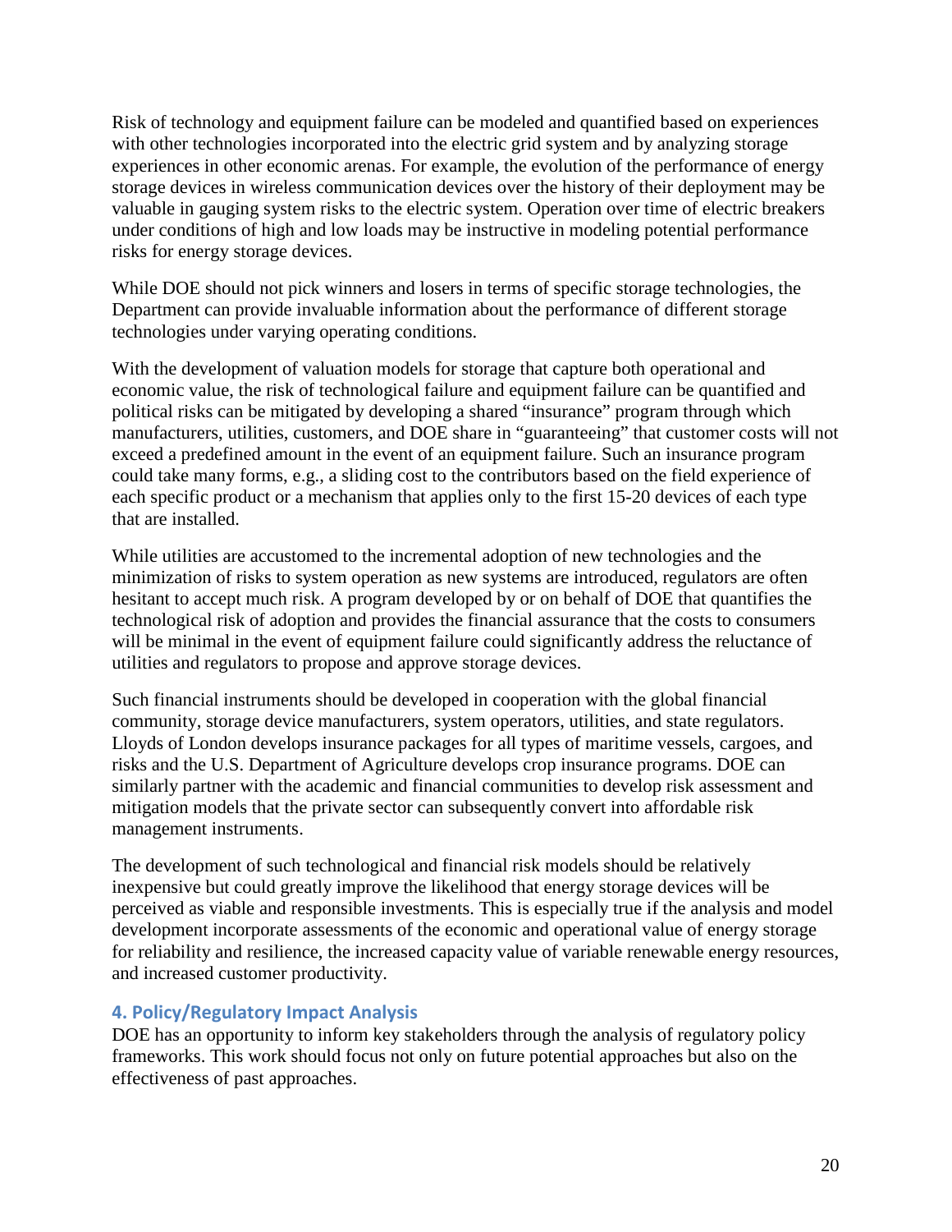Risk of technology and equipment failure can be modeled and quantified based on experiences with other technologies incorporated into the electric grid system and by analyzing storage experiences in other economic arenas. For example, the evolution of the performance of energy storage devices in wireless communication devices over the history of their deployment may be valuable in gauging system risks to the electric system. Operation over time of electric breakers under conditions of high and low loads may be instructive in modeling potential performance risks for energy storage devices.

While DOE should not pick winners and losers in terms of specific storage technologies, the Department can provide invaluable information about the performance of different storage technologies under varying operating conditions.

With the development of valuation models for storage that capture both operational and economic value, the risk of technological failure and equipment failure can be quantified and political risks can be mitigated by developing a shared "insurance" program through which manufacturers, utilities, customers, and DOE share in "guaranteeing" that customer costs will not exceed a predefined amount in the event of an equipment failure. Such an insurance program could take many forms, e.g., a sliding cost to the contributors based on the field experience of each specific product or a mechanism that applies only to the first 15-20 devices of each type that are installed.

While utilities are accustomed to the incremental adoption of new technologies and the minimization of risks to system operation as new systems are introduced, regulators are often hesitant to accept much risk. A program developed by or on behalf of DOE that quantifies the technological risk of adoption and provides the financial assurance that the costs to consumers will be minimal in the event of equipment failure could significantly address the reluctance of utilities and regulators to propose and approve storage devices.

Such financial instruments should be developed in cooperation with the global financial community, storage device manufacturers, system operators, utilities, and state regulators. Lloyds of London develops insurance packages for all types of maritime vessels, cargoes, and risks and the U.S. Department of Agriculture develops crop insurance programs. DOE can similarly partner with the academic and financial communities to develop risk assessment and mitigation models that the private sector can subsequently convert into affordable risk management instruments.

The development of such technological and financial risk models should be relatively inexpensive but could greatly improve the likelihood that energy storage devices will be perceived as viable and responsible investments. This is especially true if the analysis and model development incorporate assessments of the economic and operational value of energy storage for reliability and resilience, the increased capacity value of variable renewable energy resources, and increased customer productivity.

### 4. Policy/Regulatory Impact Analysis

DOE has an opportunity to inform key stakeholders through the analysis of regulatory policy frameworks. This work should focus not only on future potential approaches but also on the effectiveness of past approaches.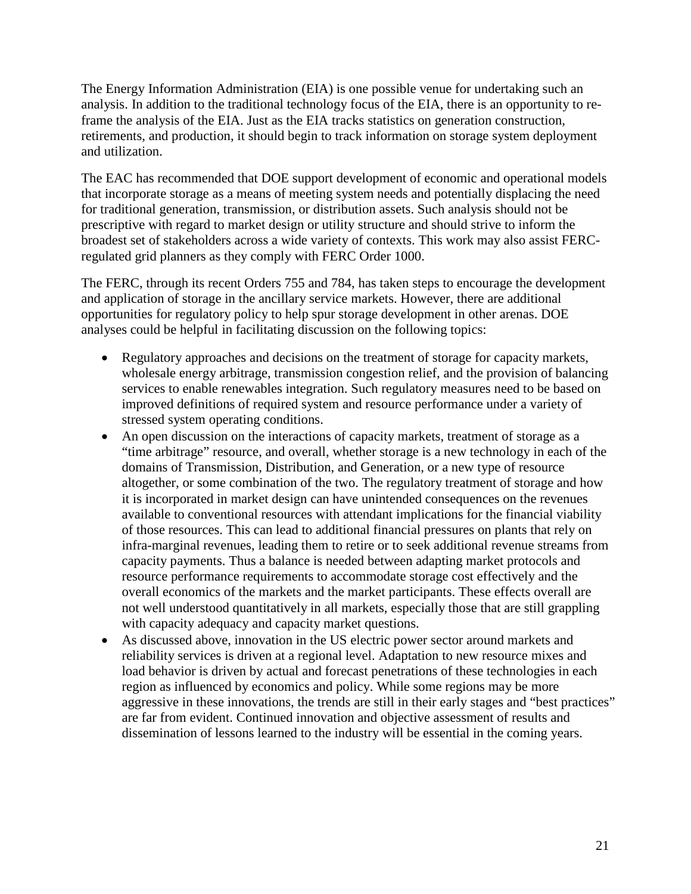The Energy Information Administration (EIA) is one possible venue for undertaking such an analysis. In addition to the traditional technology focus of the EIA, there is an opportunity to re-frame the analysis of the EIA. Just as the EIA tracks statistics on generation construction, retirements, and production, it should begin to track information on storage system deployment and utilization.

The EAC has recommended that DOE support development of economic and operational models that incorporate storage as a means of meeting system needs and potentially displacing the need for traditional generation, transmission, or distribution assets. Such analysis should not be prescriptive with regard to market design or utility structure and should strive to inform the broadest set of stakeholders across a wide variety of contexts. This work may also assist FERC-regulated grid planners as they comply with FERC Order 1000.

The FERC, through its recent Orders 755 and 784, has taken steps to encourage the development and application of storage in the ancillary service markets. However, there are additional opportunities for regulatory policy to help spur storage development in other arenas. DOE analyses could be helpful in facilitating discussion on the following topics:

- Regulatory approaches and decisions on the treatment of storage for capacity markets, wholesale energy arbitrage, transmission congestion relief, and the provision of balancing services to enable renewables integration. Such regulatory measures need to be based on improved definitions of required system and resource performance under a variety of stressed system operating conditions.
- An open discussion on the interactions of capacity markets, treatment of storage as a "time arbitrage" resource, and overall, whether storage is a new technology in each of the domains of Transmission, Distribution, and Generation, or a new type of resource altogether, or some combination of the two. The regulatory treatment of storage and how it is incorporated in market design can have unintended consequences on the revenues available to conventional resources with attendant implications for the financial viability of those resources. This can lead to additional financial pressures on plants that rely on infra-marginal revenues, leading them to retire or to seek additional revenue streams from capacity payments. Thus a balance is needed between adapting market protocols and resource performance requirements to accommodate storage cost effectively and the overall economics of the markets and the market participants. These effects overall are not well understood quantitatively in all markets, especially those that are still grappling with capacity adequacy and capacity market questions.
- As discussed above, innovation in the US electric power sector around markets and reliability services is driven at a regional level. Adaptation to new resource mixes and load behavior is driven by actual and forecast penetrations of these technologies in each region as influenced by economics and policy. While some regions may be more aggressive in these innovations, the trends are still in their early stages and "best practices" are far from evident. Continued innovation and objective assessment of results and dissemination of lessons learned to the industry will be essential in the coming years.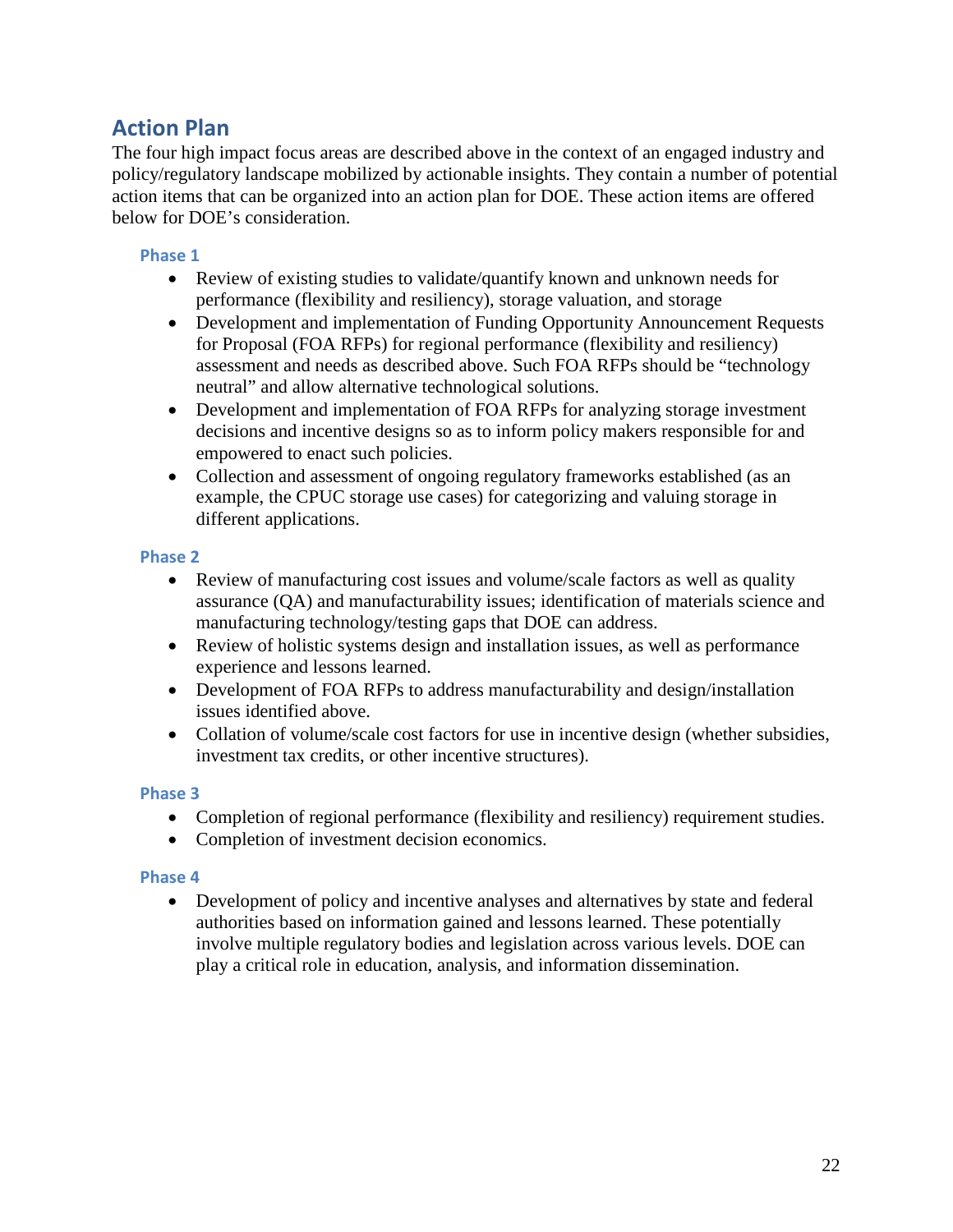## Action Plan

The four high impact focus areas are described above in the context of an engaged industry and policy/regulatory landscape mobilized by actionable insights. They contain a number of potential action items that can be organized into an action plan for DOE. These action items are offered below for DOE's consideration.

### Phase 1

- Review of existing studies to validate/quantify known and unknown needs for performance (flexibility and resiliency), storage valuation, and storage
- Development and implementation of Funding Opportunity Announcement Requests for Proposal (FOA RFPs) for regional performance (flexibility and resiliency) assessment and needs as described above. Such FOA RFPs should be "technology neutral" and allow alternative technological solutions.
- Development and implementation of FOA RFPs for analyzing storage investment decisions and incentive designs so as to inform policy makers responsible for and empowered to enact such policies.
- Collection and assessment of ongoing regulatory frameworks established (as an example, the CPUC storage use cases) for categorizing and valuing storage in different applications.

### Phase 2

- Review of manufacturing cost issues and volume/scale factors as well as quality assurance (QA) and manufacturability issues; identification of materials science and manufacturing technology/testing gaps that DOE can address.
- Review of holistic systems design and installation issues, as well as performance experience and lessons learned.
- Development of FOA RFPs to address manufacturability and design/installation issues identified above.
- Collation of volume/scale cost factors for use in incentive design (whether subsidies, investment tax credits, or other incentive structures).

### Phase 3

- Completion of regional performance (flexibility and resiliency) requirement studies.
- Completion of investment decision economics.

### Phase 4

- Development of policy and incentive analyses and alternatives by state and federal authorities based on information gained and lessons learned. These potentially involve multiple regulatory bodies and legislation across various levels. DOE can play a critical role in education, analysis, and information dissemination.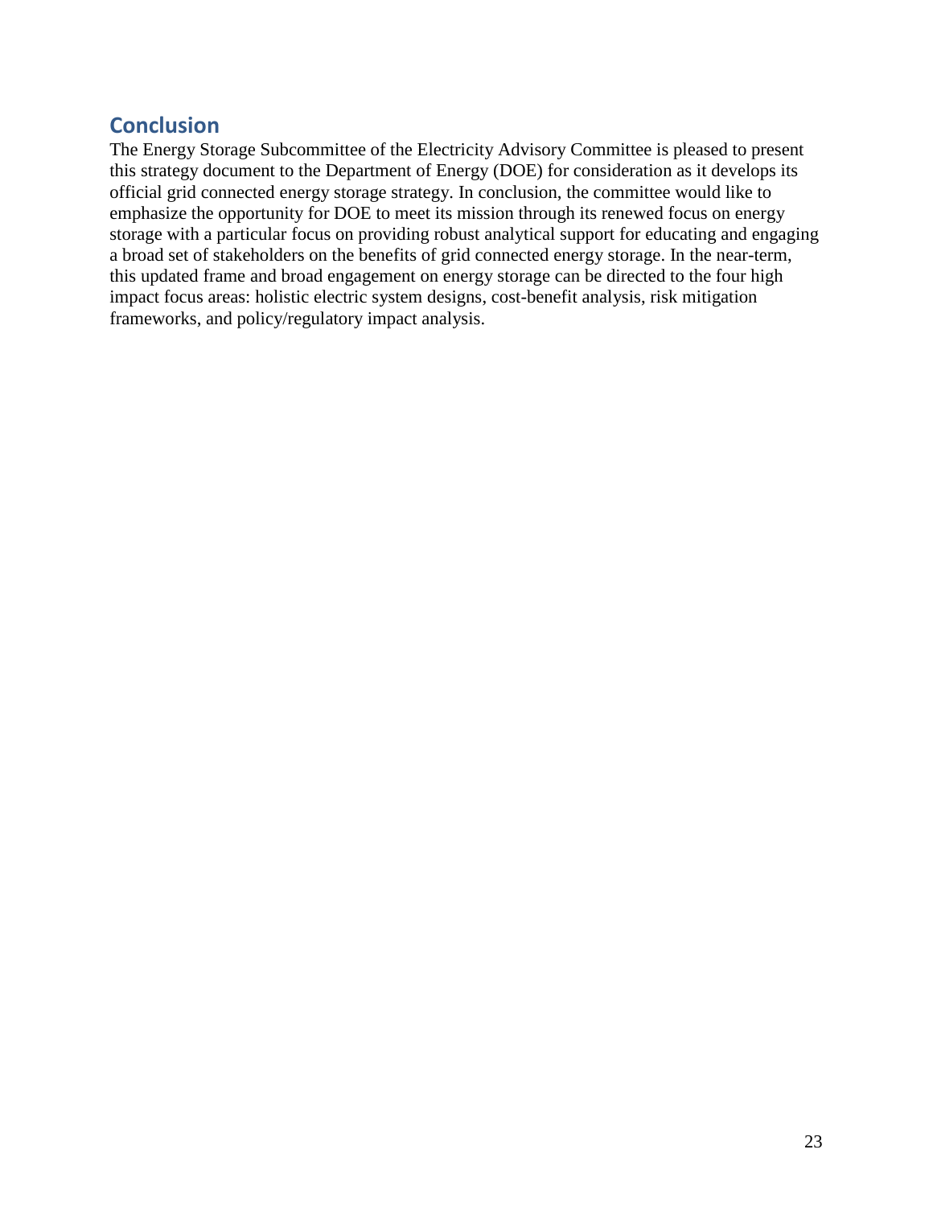## Conclusion

The Energy Storage Subcommittee of the Electricity Advisory Committee is pleased to present this strategy document to the Department of Energy (DOE) for consideration as it develops its official grid connected energy storage strategy. In conclusion, the committee would like to emphasize the opportunity for DOE to meet its mission through its renewed focus on energy storage with a particular focus on providing robust analytical support for educating and engaging a broad set of stakeholders on the benefits of grid connected energy storage. In the near-term, this updated frame and broad engagement on energy storage can be directed to the four high impact focus areas: holistic electric system designs, cost-benefit analysis, risk mitigation frameworks, and policy/regulatory impact analysis.